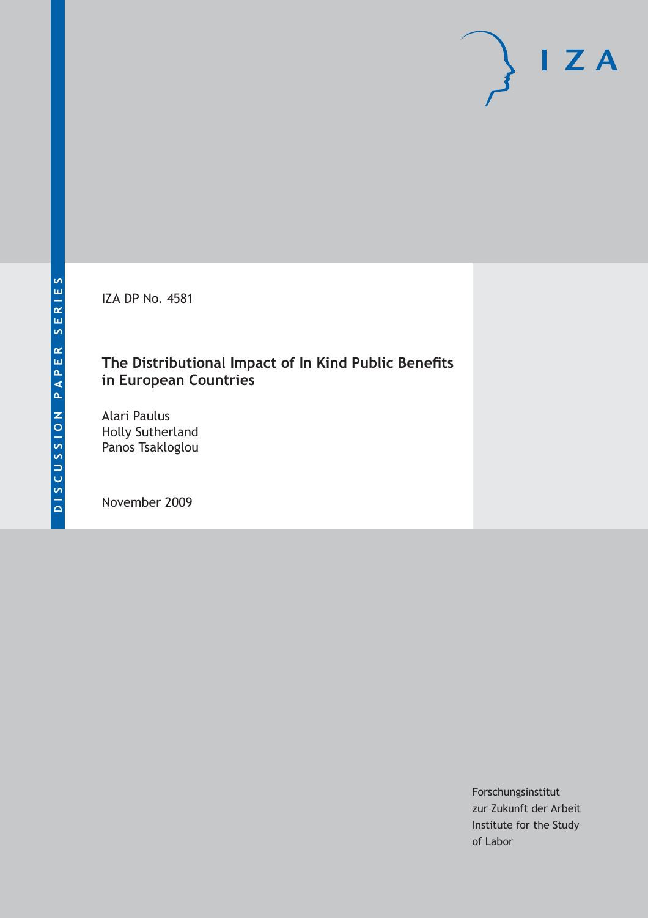IZA DP No. 4581

# The Distributional Impact of In Kind Public Benefits in European Countries

Alari Paulus
Holly Sutherland
Panos Tsakloglou

November 2009

DISCUSSION PAPER SERIES

Forschungsinstitut
zur Zukunft der Arbeit
Institute for the Study
of Labor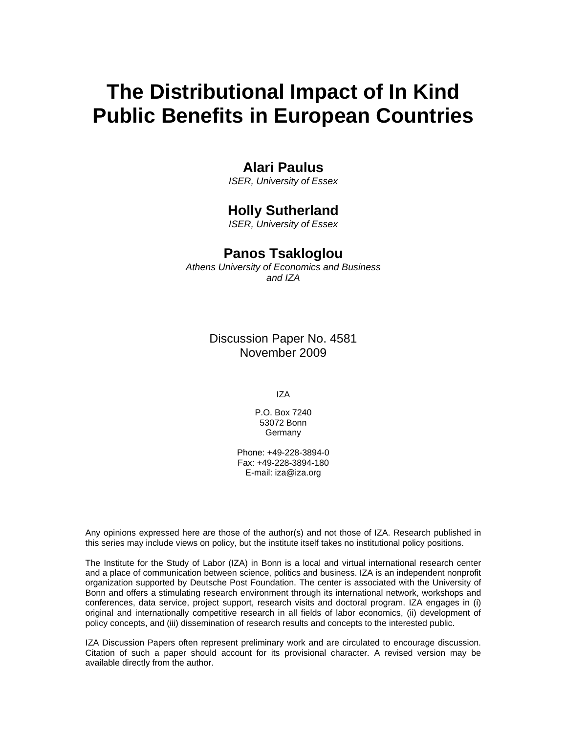# The Distributional Impact of In Kind Public Benefits in European Countries

**Alari Paulus**
*ISER, University of Essex*

**Holly Sutherland**
*ISER, University of Essex*

**Panos Tsakloglou**
*Athens University of Economics and Business and IZA*

Discussion Paper No. 4581
November 2009

IZA

P.O. Box 7240
53072 Bonn
Germany

Phone: +49-228-3894-0
Fax: +49-228-3894-180
E-mail: iza@iza.org

Any opinions expressed here are those of the author(s) and not those of IZA. Research published in this series may include views on policy, but the institute itself takes no institutional policy positions.

The Institute for the Study of Labor (IZA) in Bonn is a local and virtual international research center and a place of communication between science, politics and business. IZA is an independent nonprofit organization supported by Deutsche Post Foundation. The center is associated with the University of Bonn and offers a stimulating research environment through its international network, workshops and conferences, data service, project support, research visits and doctoral program. IZA engages in (i) original and internationally competitive research in all fields of labor economics, (ii) development of policy concepts, and (iii) dissemination of research results and concepts to the interested public.

IZA Discussion Papers often represent preliminary work and are circulated to encourage discussion. Citation of such a paper should account for its provisional character. A revised version may be available directly from the author.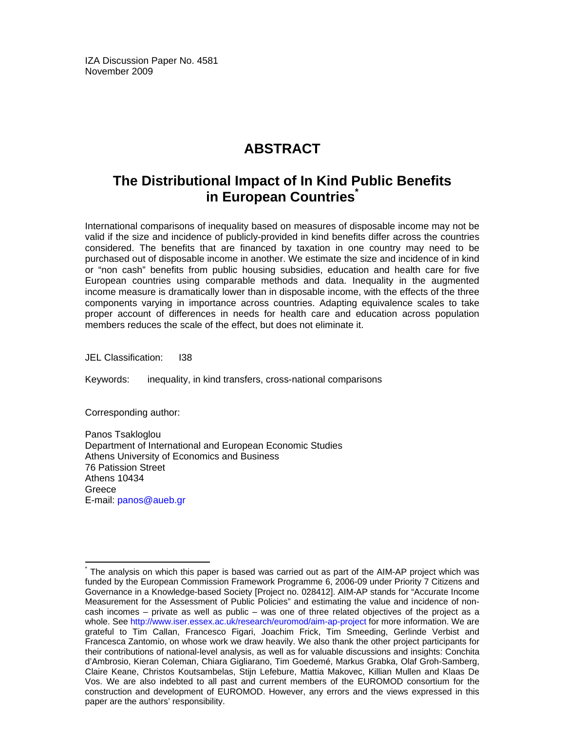IZA Discussion Paper No. 4581
November 2009

# ABSTRACT

## The Distributional Impact of In Kind Public Benefits in European Countries*

International comparisons of inequality based on measures of disposable income may not be valid if the size and incidence of publicly-provided in kind benefits differ across the countries considered. The benefits that are financed by taxation in one country may need to be purchased out of disposable income in another. We estimate the size and incidence of in kind or "non cash" benefits from public housing subsidies, education and health care for five European countries using comparable methods and data. Inequality in the augmented income measure is dramatically lower than in disposable income, with the effects of the three components varying in importance across countries. Adapting equivalence scales to take proper account of differences in needs for health care and education across population members reduces the scale of the effect, but does not eliminate it.

JEL Classification: I38

Keywords: inequality, in kind transfers, cross-national comparisons

Corresponding author:

Panos Tsakloglou
Department of International and European Economic Studies
Athens University of Economics and Business
76 Patission Street
Athens 10434
Greece
E-mail: panos@aueb.gr

---

* The analysis on which this paper is based was carried out as part of the AIM-AP project which was funded by the European Commission Framework Programme 6, 2006-09 under Priority 7 Citizens and Governance in a Knowledge-based Society [Project no. 028412]. AIM-AP stands for "Accurate Income Measurement for the Assessment of Public Policies" and estimating the value and incidence of non-cash incomes – private as well as public – was one of three related objectives of the project as a whole. See http://www.iser.essex.ac.uk/research/euromod/aim-ap-project for more information. We are grateful to Tim Callan, Francesco Figari, Joachim Frick, Tim Smeeding, Gerlinde Verbist and Francesca Zantomio, on whose work we draw heavily. We also thank the other project participants for their contributions of national-level analysis, as well as for valuable discussions and insights: Conchita d'Ambrosio, Kieran Coleman, Chiara Gigliarano, Tim Goedemé, Markus Grabka, Olaf Groh-Samberg, Claire Keane, Christos Koutsambelas, Stijn Lefebure, Mattia Makovec, Killian Mullen and Klaas De Vos. We are also indebted to all past and current members of the EUROMOD consortium for the construction and development of EUROMOD. However, any errors and the views expressed in this paper are the authors' responsibility.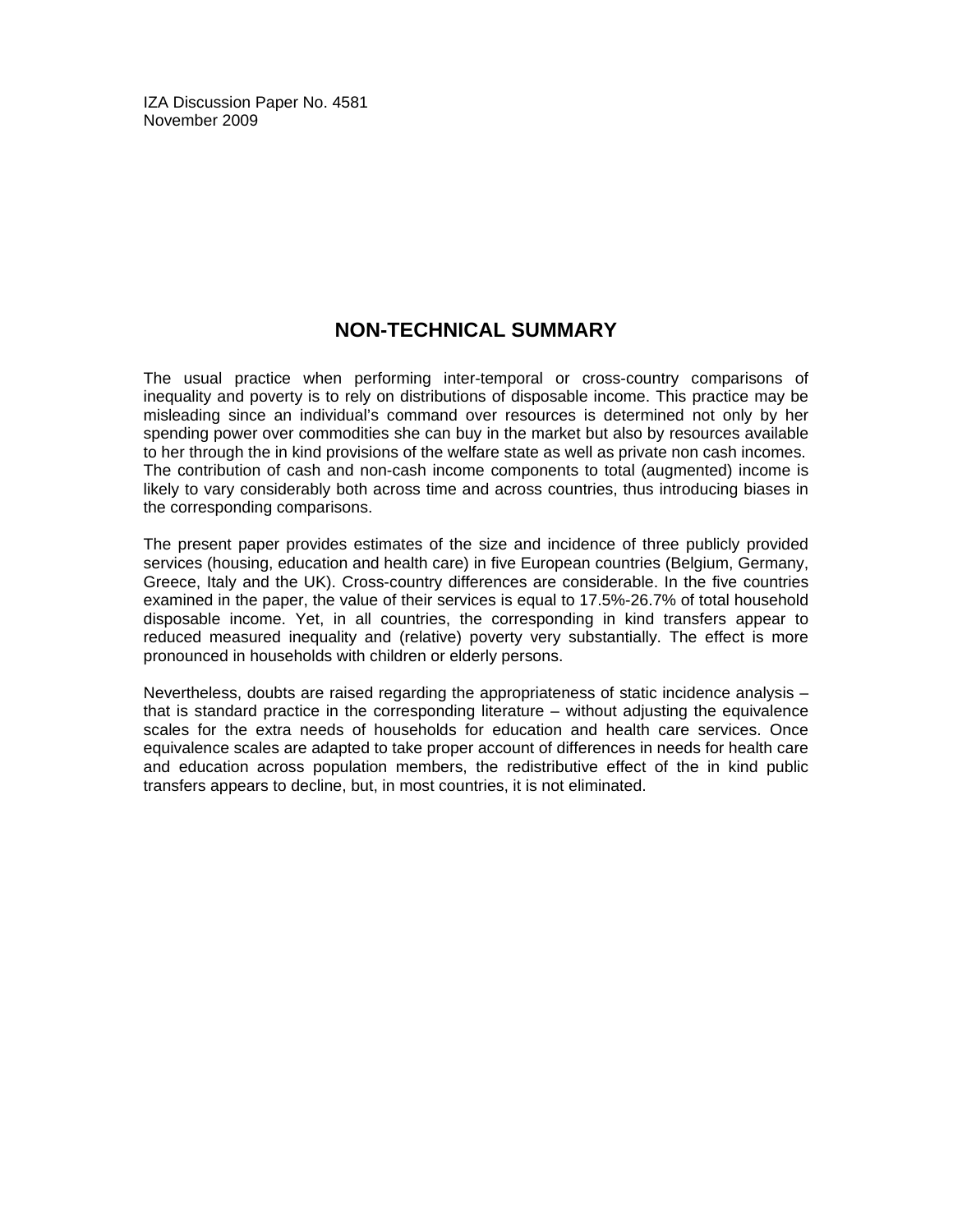IZA Discussion Paper No. 4581
November 2009

## NON-TECHNICAL SUMMARY

The usual practice when performing inter-temporal or cross-country comparisons of inequality and poverty is to rely on distributions of disposable income. This practice may be misleading since an individual's command over resources is determined not only by her spending power over commodities she can buy in the market but also by resources available to her through the in kind provisions of the welfare state as well as private non cash incomes. The contribution of cash and non-cash income components to total (augmented) income is likely to vary considerably both across time and across countries, thus introducing biases in the corresponding comparisons.

The present paper provides estimates of the size and incidence of three publicly provided services (housing, education and health care) in five European countries (Belgium, Germany, Greece, Italy and the UK). Cross-country differences are considerable. In the five countries examined in the paper, the value of their services is equal to 17.5%-26.7% of total household disposable income. Yet, in all countries, the corresponding in kind transfers appear to reduced measured inequality and (relative) poverty very substantially. The effect is more pronounced in households with children or elderly persons.

Nevertheless, doubts are raised regarding the appropriateness of static incidence analysis – that is standard practice in the corresponding literature – without adjusting the equivalence scales for the extra needs of households for education and health care services. Once equivalence scales are adapted to take proper account of differences in needs for health care and education across population members, the redistributive effect of the in kind public transfers appears to decline, but, in most countries, it is not eliminated.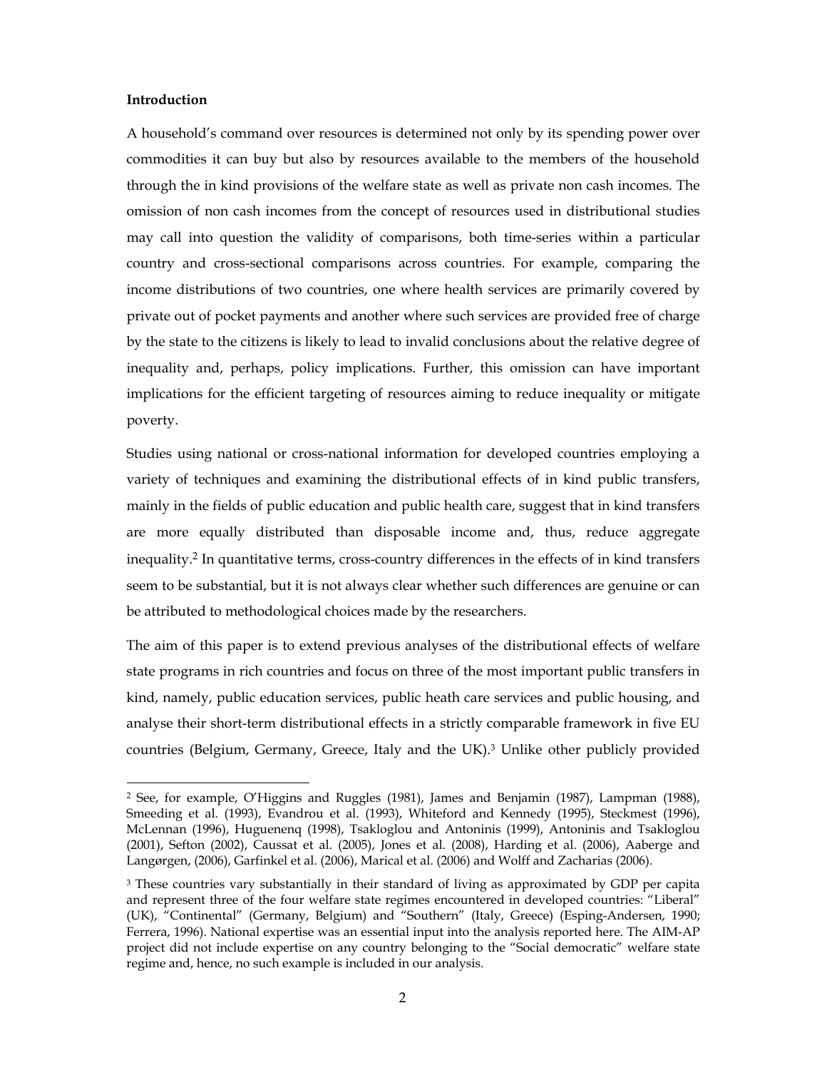**Introduction**

A household's command over resources is determined not only by its spending power over commodities it can buy but also by resources available to the members of the household through the in kind provisions of the welfare state as well as private non cash incomes. The omission of non cash incomes from the concept of resources used in distributional studies may call into question the validity of comparisons, both time-series within a particular country and cross-sectional comparisons across countries. For example, comparing the income distributions of two countries, one where health services are primarily covered by private out of pocket payments and another where such services are provided free of charge by the state to the citizens is likely to lead to invalid conclusions about the relative degree of inequality and, perhaps, policy implications. Further, this omission can have important implications for the efficient targeting of resources aiming to reduce inequality or mitigate poverty.

Studies using national or cross-national information for developed countries employing a variety of techniques and examining the distributional effects of in kind public transfers, mainly in the fields of public education and public health care, suggest that in kind transfers are more equally distributed than disposable income and, thus, reduce aggregate inequality.[2] In quantitative terms, cross-country differences in the effects of in kind transfers seem to be substantial, but it is not always clear whether such differences are genuine or can be attributed to methodological choices made by the researchers.

The aim of this paper is to extend previous analyses of the distributional effects of welfare state programs in rich countries and focus on three of the most important public transfers in kind, namely, public education services, public heath care services and public housing, and analyse their short-term distributional effects in a strictly comparable framework in five EU countries (Belgium, Germany, Greece, Italy and the UK).[3] Unlike other publicly provided

[2] See, for example, O'Higgins and Ruggles (1981), James and Benjamin (1987), Lampman (1988), Smeeding et al. (1993), Evandrou et al. (1993), Whiteford and Kennedy (1995), Steckmest (1996), McLennan (1996), Huguenenq (1998), Tsakloglou and Antoninis (1999), Antoninis and Tsakloglou (2001), Sefton (2002), Caussat et al. (2005), Jones et al. (2008), Harding et al. (2006), Aaberge and Langørgen, (2006), Garfinkel et al. (2006), Marical et al. (2006) and Wolff and Zacharias (2006).

[3] These countries vary substantially in their standard of living as approximated by GDP per capita and represent three of the four welfare state regimes encountered in developed countries: "Liberal" (UK), "Continental" (Germany, Belgium) and "Southern" (Italy, Greece) (Esping-Andersen, 1990; Ferrera, 1996). National expertise was an essential input into the analysis reported here. The AIM-AP project did not include expertise on any country belonging to the "Social democratic" welfare state regime and, hence, no such example is included in our analysis.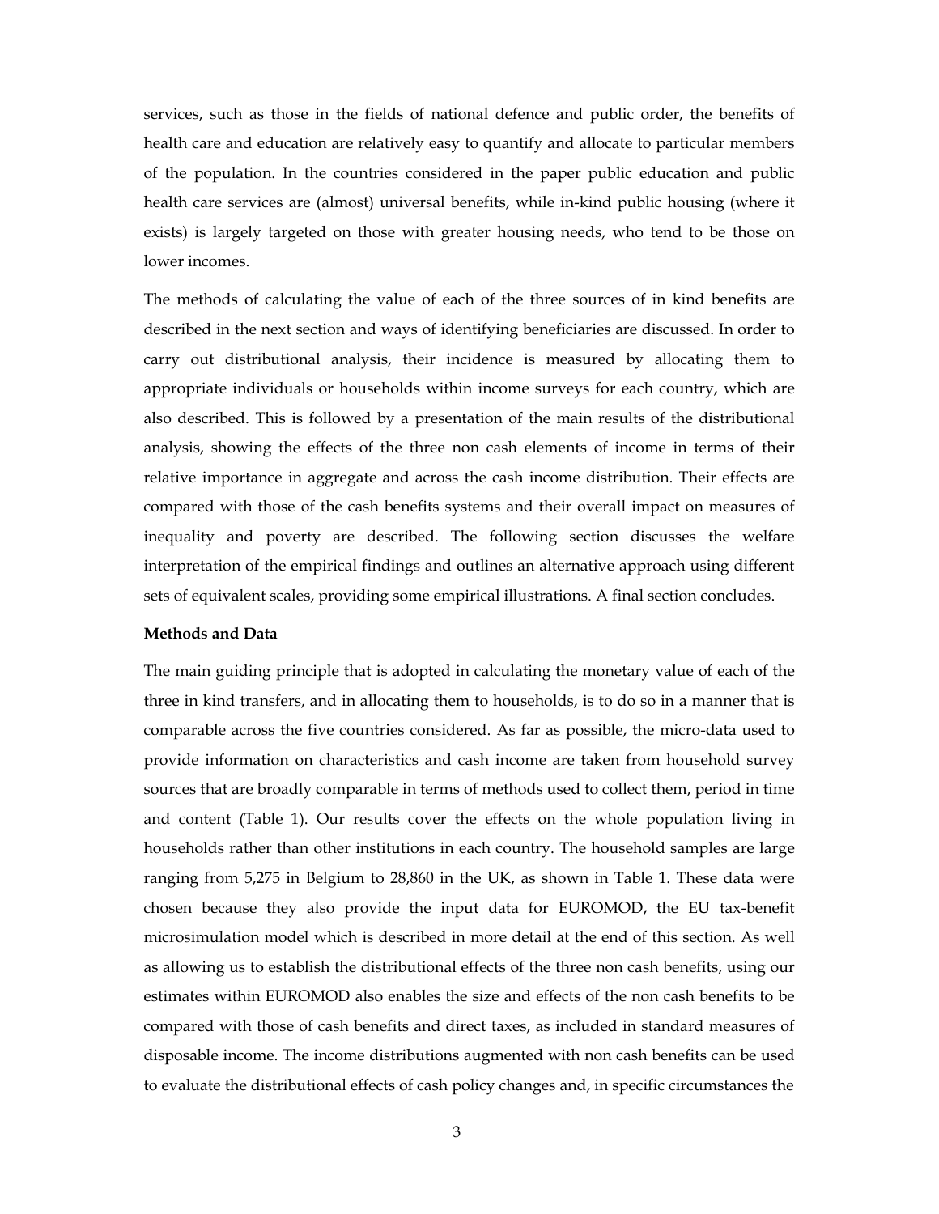services, such as those in the fields of national defence and public order, the benefits of health care and education are relatively easy to quantify and allocate to particular members of the population. In the countries considered in the paper public education and public health care services are (almost) universal benefits, while in-kind public housing (where it exists) is largely targeted on those with greater housing needs, who tend to be those on lower incomes.

The methods of calculating the value of each of the three sources of in kind benefits are described in the next section and ways of identifying beneficiaries are discussed. In order to carry out distributional analysis, their incidence is measured by allocating them to appropriate individuals or households within income surveys for each country, which are also described. This is followed by a presentation of the main results of the distributional analysis, showing the effects of the three non cash elements of income in terms of their relative importance in aggregate and across the cash income distribution. Their effects are compared with those of the cash benefits systems and their overall impact on measures of inequality and poverty are described. The following section discusses the welfare interpretation of the empirical findings and outlines an alternative approach using different sets of equivalent scales, providing some empirical illustrations. A final section concludes.

**Methods and Data**

The main guiding principle that is adopted in calculating the monetary value of each of the three in kind transfers, and in allocating them to households, is to do so in a manner that is comparable across the five countries considered. As far as possible, the micro-data used to provide information on characteristics and cash income are taken from household survey sources that are broadly comparable in terms of methods used to collect them, period in time and content (Table 1). Our results cover the effects on the whole population living in households rather than other institutions in each country. The household samples are large ranging from 5,275 in Belgium to 28,860 in the UK, as shown in Table 1. These data were chosen because they also provide the input data for EUROMOD, the EU tax-benefit microsimulation model which is described in more detail at the end of this section. As well as allowing us to establish the distributional effects of the three non cash benefits, using our estimates within EUROMOD also enables the size and effects of the non cash benefits to be compared with those of cash benefits and direct taxes, as included in standard measures of disposable income. The income distributions augmented with non cash benefits can be used to evaluate the distributional effects of cash policy changes and, in specific circumstances the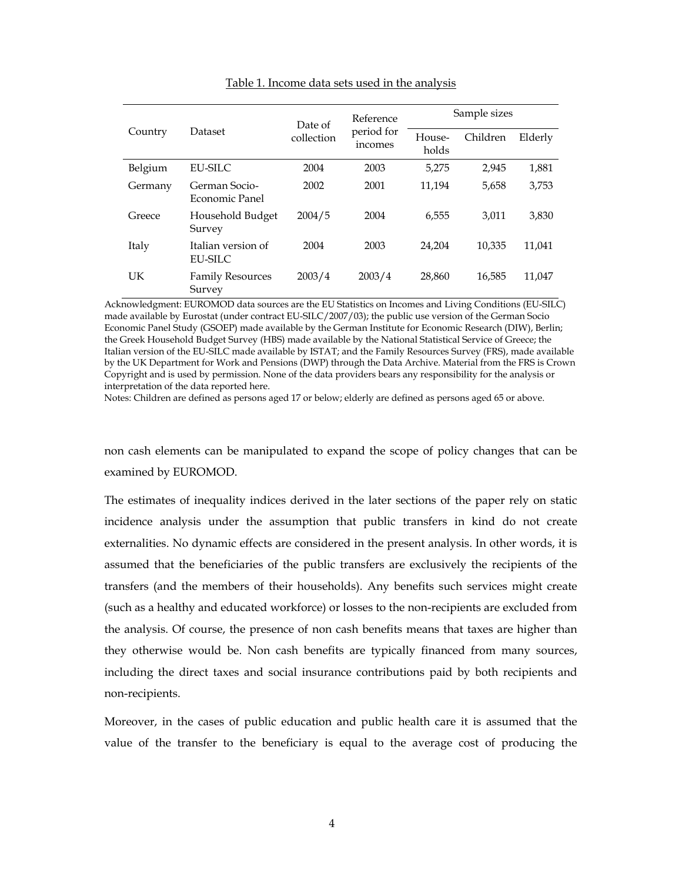Table 1. Income data sets used in the analysis

| Country | Dataset | Date of collection | Reference period for incomes | Sample sizes | | |
|---|---|---|---|---|---|---|
| | | | | House-holds | Children | Elderly |
| Belgium | EU-SILC | 2004 | 2003 | 5,275 | 2,945 | 1,881 |
| Germany | German Socio-Economic Panel | 2002 | 2001 | 11,194 | 5,658 | 3,753 |
| Greece | Household Budget Survey | 2004/5 | 2004 | 6,555 | 3,011 | 3,830 |
| Italy | Italian version of EU-SILC | 2004 | 2003 | 24,204 | 10,335 | 11,041 |
| UK | Family Resources Survey | 2003/4 | 2003/4 | 28,860 | 16,585 | 11,047 |

Acknowledgment: EUROMOD data sources are the EU Statistics on Incomes and Living Conditions (EU-SILC) made available by Eurostat (under contract EU-SILC/2007/03); the public use version of the German Socio Economic Panel Study (GSOEP) made available by the German Institute for Economic Research (DIW), Berlin; the Greek Household Budget Survey (HBS) made available by the National Statistical Service of Greece; the Italian version of the EU-SILC made available by ISTAT; and the Family Resources Survey (FRS), made available by the UK Department for Work and Pensions (DWP) through the Data Archive. Material from the FRS is Crown Copyright and is used by permission. None of the data providers bears any responsibility for the analysis or interpretation of the data reported here.

Notes: Children are defined as persons aged 17 or below; elderly are defined as persons aged 65 or above.

non cash elements can be manipulated to expand the scope of policy changes that can be examined by EUROMOD.

The estimates of inequality indices derived in the later sections of the paper rely on static incidence analysis under the assumption that public transfers in kind do not create externalities. No dynamic effects are considered in the present analysis. In other words, it is assumed that the beneficiaries of the public transfers are exclusively the recipients of the transfers (and the members of their households). Any benefits such services might create (such as a healthy and educated workforce) or losses to the non-recipients are excluded from the analysis. Of course, the presence of non cash benefits means that taxes are higher than they otherwise would be. Non cash benefits are typically financed from many sources, including the direct taxes and social insurance contributions paid by both recipients and non-recipients.

Moreover, in the cases of public education and public health care it is assumed that the value of the transfer to the beneficiary is equal to the average cost of producing the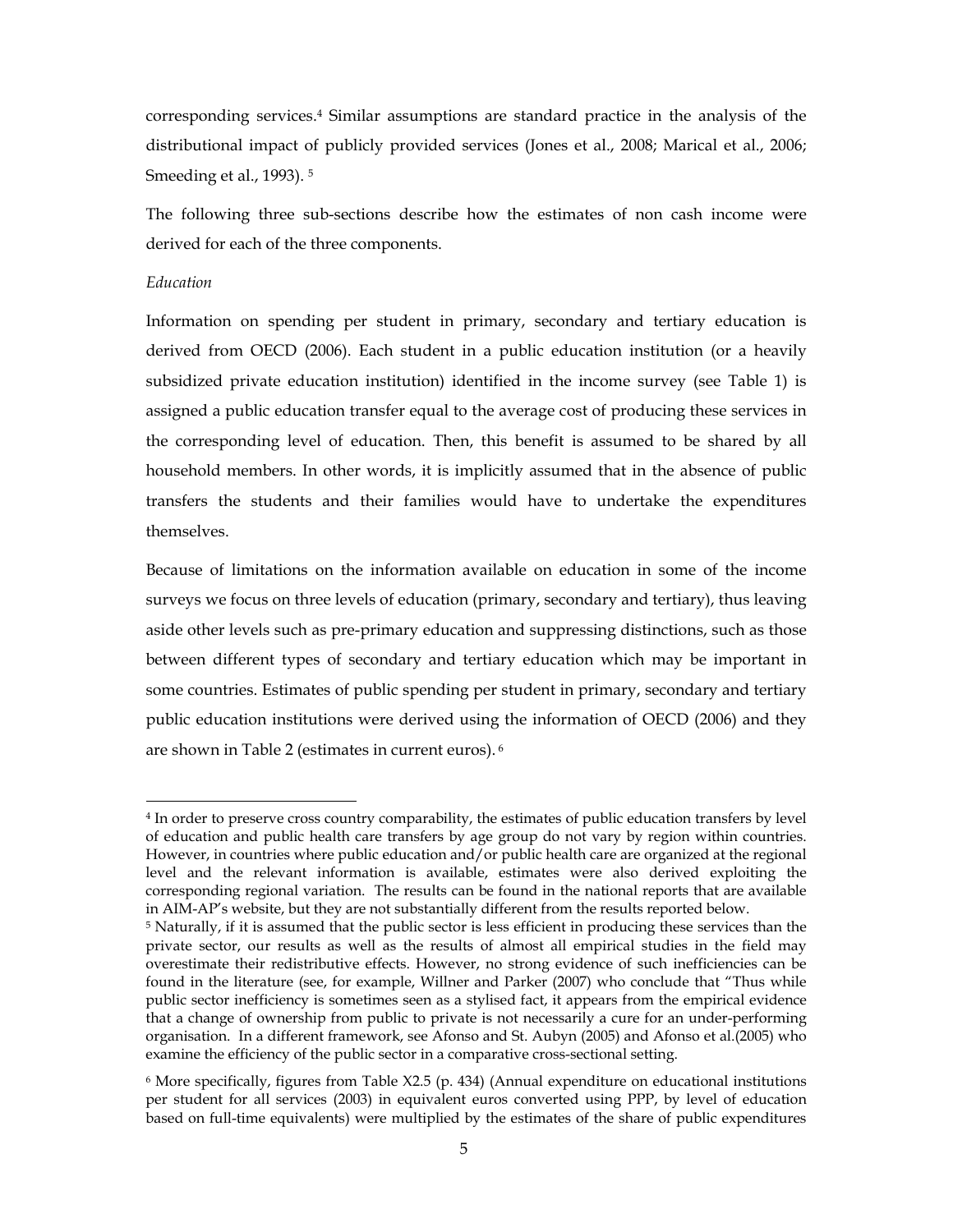corresponding services.[4] Similar assumptions are standard practice in the analysis of the distributional impact of publicly provided services (Jones et al., 2008; Marical et al., 2006; Smeeding et al., 1993). [5]

The following three sub-sections describe how the estimates of non cash income were derived for each of the three components.

*Education*

Information on spending per student in primary, secondary and tertiary education is derived from OECD (2006). Each student in a public education institution (or a heavily subsidized private education institution) identified in the income survey (see Table 1) is assigned a public education transfer equal to the average cost of producing these services in the corresponding level of education. Then, this benefit is assumed to be shared by all household members. In other words, it is implicitly assumed that in the absence of public transfers the students and their families would have to undertake the expenditures themselves.

Because of limitations on the information available on education in some of the income surveys we focus on three levels of education (primary, secondary and tertiary), thus leaving aside other levels such as pre-primary education and suppressing distinctions, such as those between different types of secondary and tertiary education which may be important in some countries. Estimates of public spending per student in primary, secondary and tertiary public education institutions were derived using the information of OECD (2006) and they are shown in Table 2 (estimates in current euros). [6]

---

[4] In order to preserve cross country comparability, the estimates of public education transfers by level of education and public health care transfers by age group do not vary by region within countries. However, in countries where public education and/or public health care are organized at the regional level and the relevant information is available, estimates were also derived exploiting the corresponding regional variation. The results can be found in the national reports that are available in AIM-AP's website, but they are not substantially different from the results reported below.

[5] Naturally, if it is assumed that the public sector is less efficient in producing these services than the private sector, our results as well as the results of almost all empirical studies in the field may overestimate their redistributive effects. However, no strong evidence of such inefficiencies can be found in the literature (see, for example, Willner and Parker (2007) who conclude that "Thus while public sector inefficiency is sometimes seen as a stylised fact, it appears from the empirical evidence that a change of ownership from public to private is not necessarily a cure for an under-performing organisation. In a different framework, see Afonso and St. Aubyn (2005) and Afonso et al.(2005) who examine the efficiency of the public sector in a comparative cross-sectional setting.

[6] More specifically, figures from Table X2.5 (p. 434) (Annual expenditure on educational institutions per student for all services (2003) in equivalent euros converted using PPP, by level of education based on full-time equivalents) were multiplied by the estimates of the share of public expenditures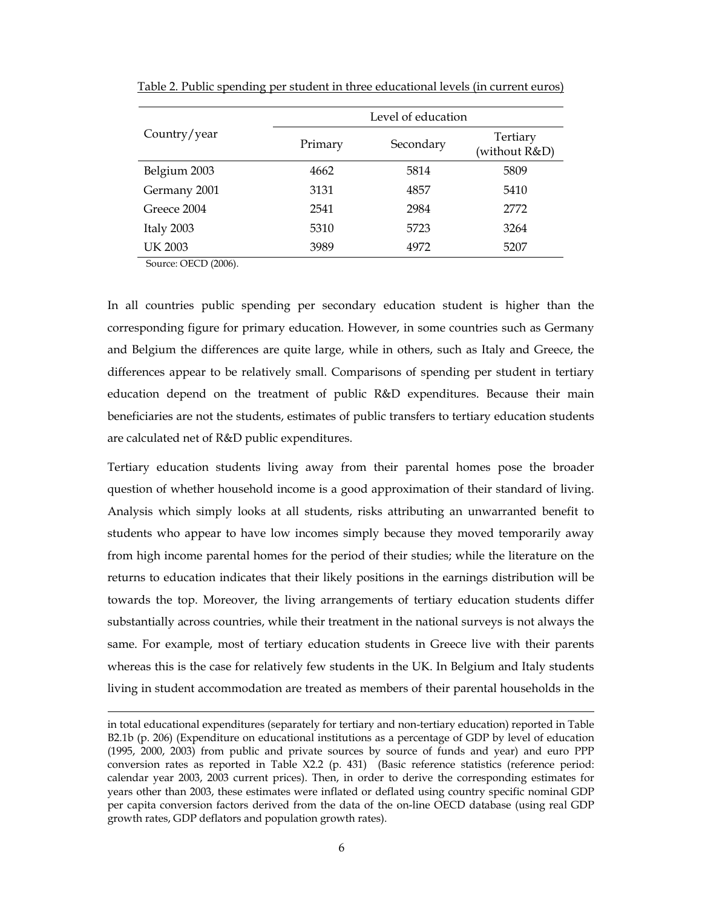Table 2. Public spending per student in three educational levels (in current euros)

| Country/year | Level of education | | |
|---|---|---|---|
| | Primary | Secondary | Tertiary (without R&D) |
| Belgium 2003 | 4662 | 5814 | 5809 |
| Germany 2001 | 3131 | 4857 | 5410 |
| Greece 2004 | 2541 | 2984 | 2772 |
| Italy 2003 | 5310 | 5723 | 3264 |
| UK 2003 | 3989 | 4972 | 5207 |

Source: OECD (2006).

In all countries public spending per secondary education student is higher than the corresponding figure for primary education. However, in some countries such as Germany and Belgium the differences are quite large, while in others, such as Italy and Greece, the differences appear to be relatively small. Comparisons of spending per student in tertiary education depend on the treatment of public R&D expenditures. Because their main beneficiaries are not the students, estimates of public transfers to tertiary education students are calculated net of R&D public expenditures.

Tertiary education students living away from their parental homes pose the broader question of whether household income is a good approximation of their standard of living. Analysis which simply looks at all students, risks attributing an unwarranted benefit to students who appear to have low incomes simply because they moved temporarily away from high income parental homes for the period of their studies; while the literature on the returns to education indicates that their likely positions in the earnings distribution will be towards the top. Moreover, the living arrangements of tertiary education students differ substantially across countries, while their treatment in the national surveys is not always the same. For example, most of tertiary education students in Greece live with their parents whereas this is the case for relatively few students in the UK. In Belgium and Italy students living in student accommodation are treated as members of their parental households in the

in total educational expenditures (separately for tertiary and non-tertiary education) reported in Table B2.1b (p. 206) (Expenditure on educational institutions as a percentage of GDP by level of education (1995, 2000, 2003) from public and private sources by source of funds and year) and euro PPP conversion rates as reported in Table X2.2 (p. 431) (Basic reference statistics (reference period: calendar year 2003, 2003 current prices). Then, in order to derive the corresponding estimates for years other than 2003, these estimates were inflated or deflated using country specific nominal GDP per capita conversion factors derived from the data of the on-line OECD database (using real GDP growth rates, GDP deflators and population growth rates).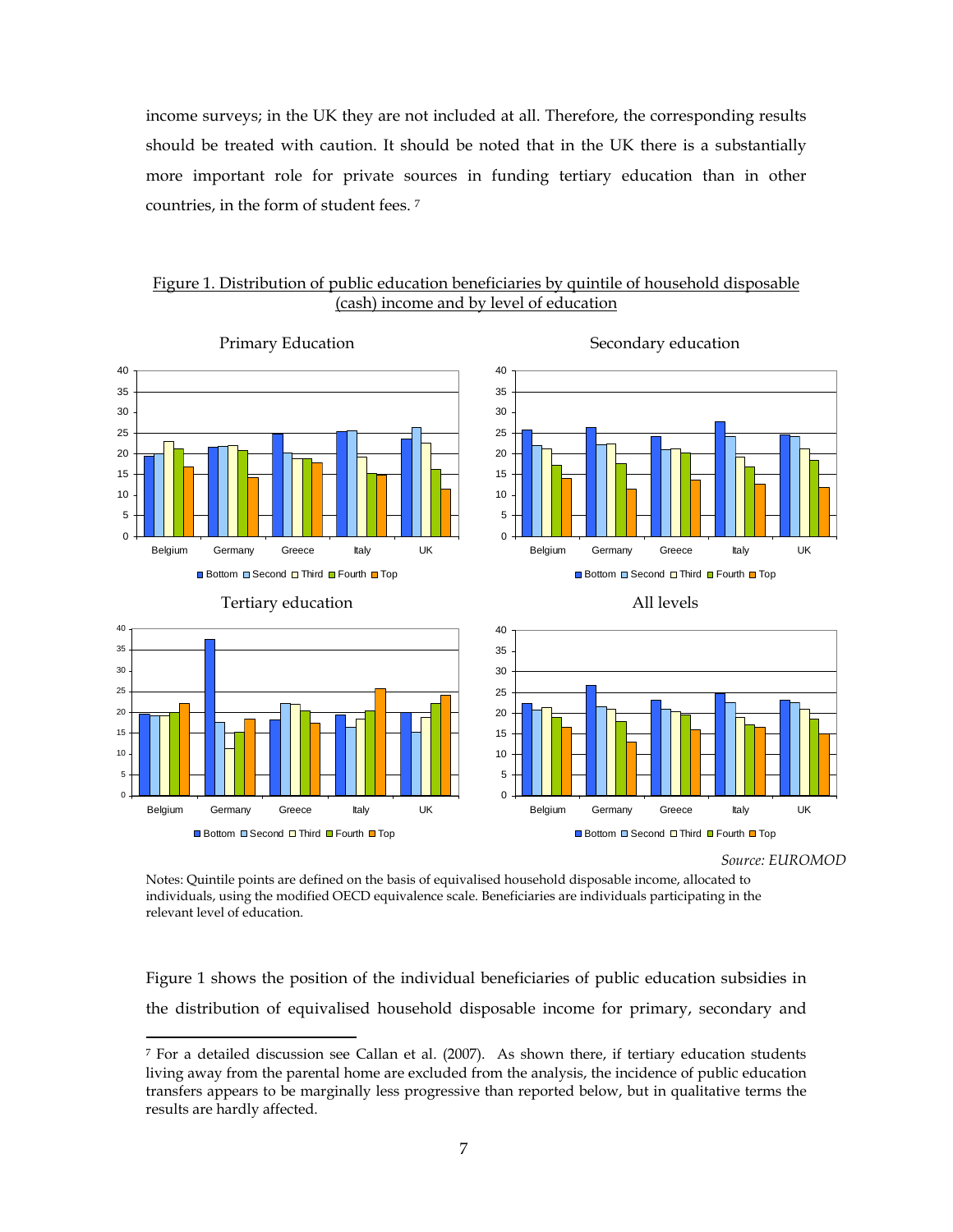income surveys; in the UK they are not included at all. Therefore, the corresponding results should be treated with caution. It should be noted that in the UK there is a substantially more important role for private sources in funding tertiary education than in other countries, in the form of student fees. [7]

Figure 1. Distribution of public education beneficiaries by quintile of household disposable (cash) income and by level of education

*Source: EUROMOD*

Notes: Quintile points are defined on the basis of equivalised household disposable income, allocated to individuals, using the modified OECD equivalence scale. Beneficiaries are individuals participating in the relevant level of education.

Figure 1 shows the position of the individual beneficiaries of public education subsidies in the distribution of equivalised household disposable income for primary, secondary and

---

[7] For a detailed discussion see Callan et al. (2007). As shown there, if tertiary education students living away from the parental home are excluded from the analysis, the incidence of public education transfers appears to be marginally less progressive than reported below, but in qualitative terms the results are hardly affected.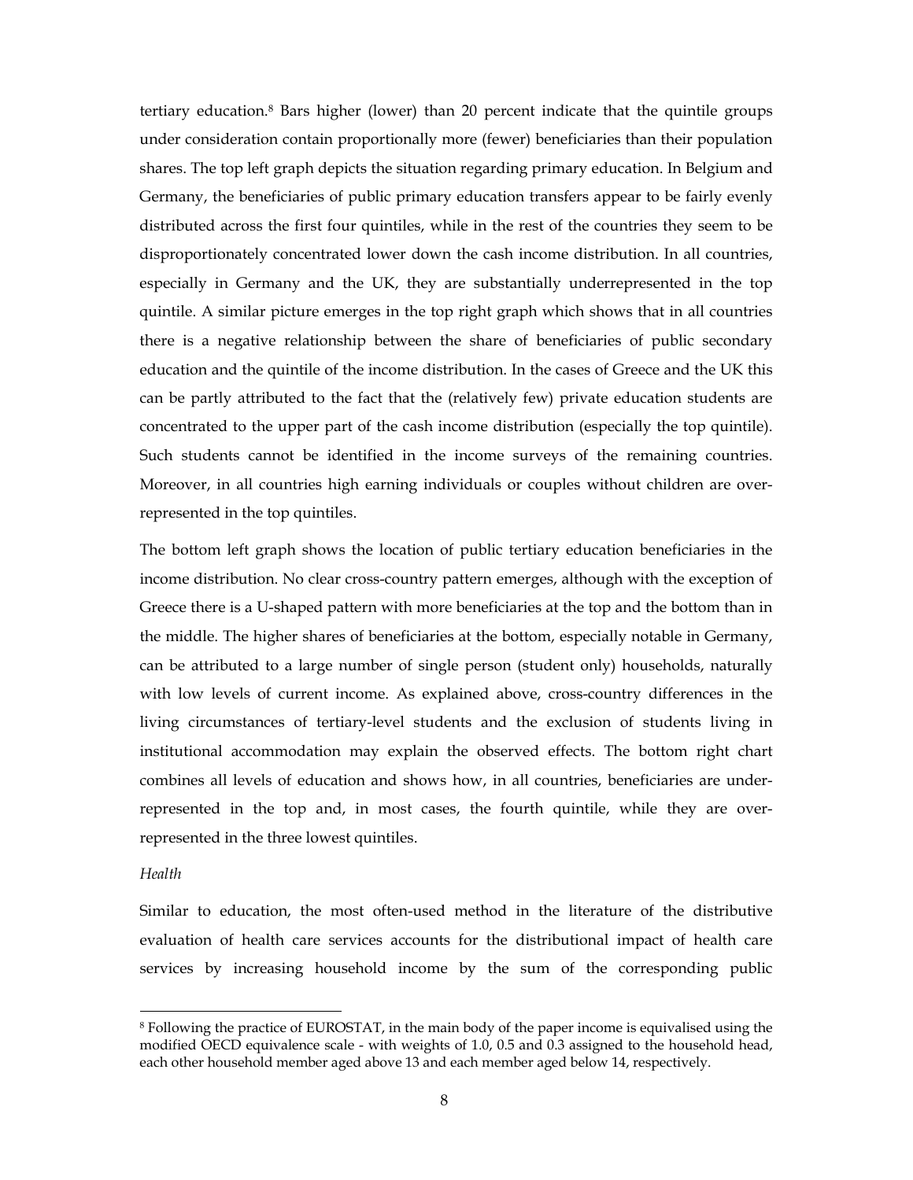tertiary education.[8] Bars higher (lower) than 20 percent indicate that the quintile groups under consideration contain proportionally more (fewer) beneficiaries than their population shares. The top left graph depicts the situation regarding primary education. In Belgium and Germany, the beneficiaries of public primary education transfers appear to be fairly evenly distributed across the first four quintiles, while in the rest of the countries they seem to be disproportionately concentrated lower down the cash income distribution. In all countries, especially in Germany and the UK, they are substantially underrepresented in the top quintile. A similar picture emerges in the top right graph which shows that in all countries there is a negative relationship between the share of beneficiaries of public secondary education and the quintile of the income distribution. In the cases of Greece and the UK this can be partly attributed to the fact that the (relatively few) private education students are concentrated to the upper part of the cash income distribution (especially the top quintile). Such students cannot be identified in the income surveys of the remaining countries. Moreover, in all countries high earning individuals or couples without children are over-represented in the top quintiles.

The bottom left graph shows the location of public tertiary education beneficiaries in the income distribution. No clear cross-country pattern emerges, although with the exception of Greece there is a U-shaped pattern with more beneficiaries at the top and the bottom than in the middle. The higher shares of beneficiaries at the bottom, especially notable in Germany, can be attributed to a large number of single person (student only) households, naturally with low levels of current income. As explained above, cross-country differences in the living circumstances of tertiary-level students and the exclusion of students living in institutional accommodation may explain the observed effects. The bottom right chart combines all levels of education and shows how, in all countries, beneficiaries are under-represented in the top and, in most cases, the fourth quintile, while they are over-represented in the three lowest quintiles.

*Health*

Similar to education, the most often-used method in the literature of the distributive evaluation of health care services accounts for the distributional impact of health care services by increasing household income by the sum of the corresponding public

---

[8] Following the practice of EUROSTAT, in the main body of the paper income is equivalised using the modified OECD equivalence scale - with weights of 1.0, 0.5 and 0.3 assigned to the household head, each other household member aged above 13 and each member aged below 14, respectively.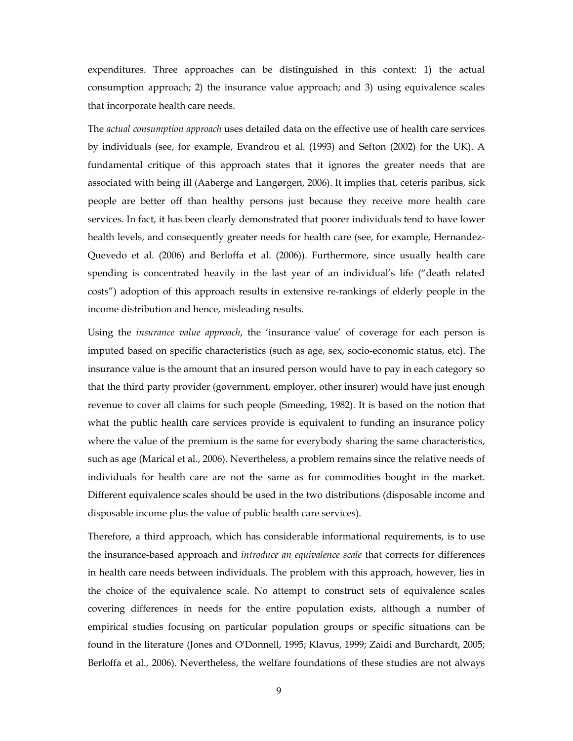expenditures. Three approaches can be distinguished in this context: 1) the actual consumption approach; 2) the insurance value approach; and 3) using equivalence scales that incorporate health care needs.

The *actual consumption approach* uses detailed data on the effective use of health care services by individuals (see, for example, Evandrou et al. (1993) and Sefton (2002) for the UK). A fundamental critique of this approach states that it ignores the greater needs that are associated with being ill (Aaberge and Langørgen, 2006). It implies that, ceteris paribus, sick people are better off than healthy persons just because they receive more health care services. In fact, it has been clearly demonstrated that poorer individuals tend to have lower health levels, and consequently greater needs for health care (see, for example, Hernandez-Quevedo et al. (2006) and Berloffa et al. (2006)). Furthermore, since usually health care spending is concentrated heavily in the last year of an individual's life ("death related costs") adoption of this approach results in extensive re-rankings of elderly people in the income distribution and hence, misleading results.

Using the *insurance value approach*, the 'insurance value' of coverage for each person is imputed based on specific characteristics (such as age, sex, socio-economic status, etc). The insurance value is the amount that an insured person would have to pay in each category so that the third party provider (government, employer, other insurer) would have just enough revenue to cover all claims for such people (Smeeding, 1982). It is based on the notion that what the public health care services provide is equivalent to funding an insurance policy where the value of the premium is the same for everybody sharing the same characteristics, such as age (Marical et al., 2006). Nevertheless, a problem remains since the relative needs of individuals for health care are not the same as for commodities bought in the market. Different equivalence scales should be used in the two distributions (disposable income and disposable income plus the value of public health care services).

Therefore, a third approach, which has considerable informational requirements, is to use the insurance-based approach and *introduce an equivalence scale* that corrects for differences in health care needs between individuals. The problem with this approach, however, lies in the choice of the equivalence scale. No attempt to construct sets of equivalence scales covering differences in needs for the entire population exists, although a number of empirical studies focusing on particular population groups or specific situations can be found in the literature (Jones and O'Donnell, 1995; Klavus, 1999; Zaidi and Burchardt, 2005; Berloffa et al., 2006). Nevertheless, the welfare foundations of these studies are not always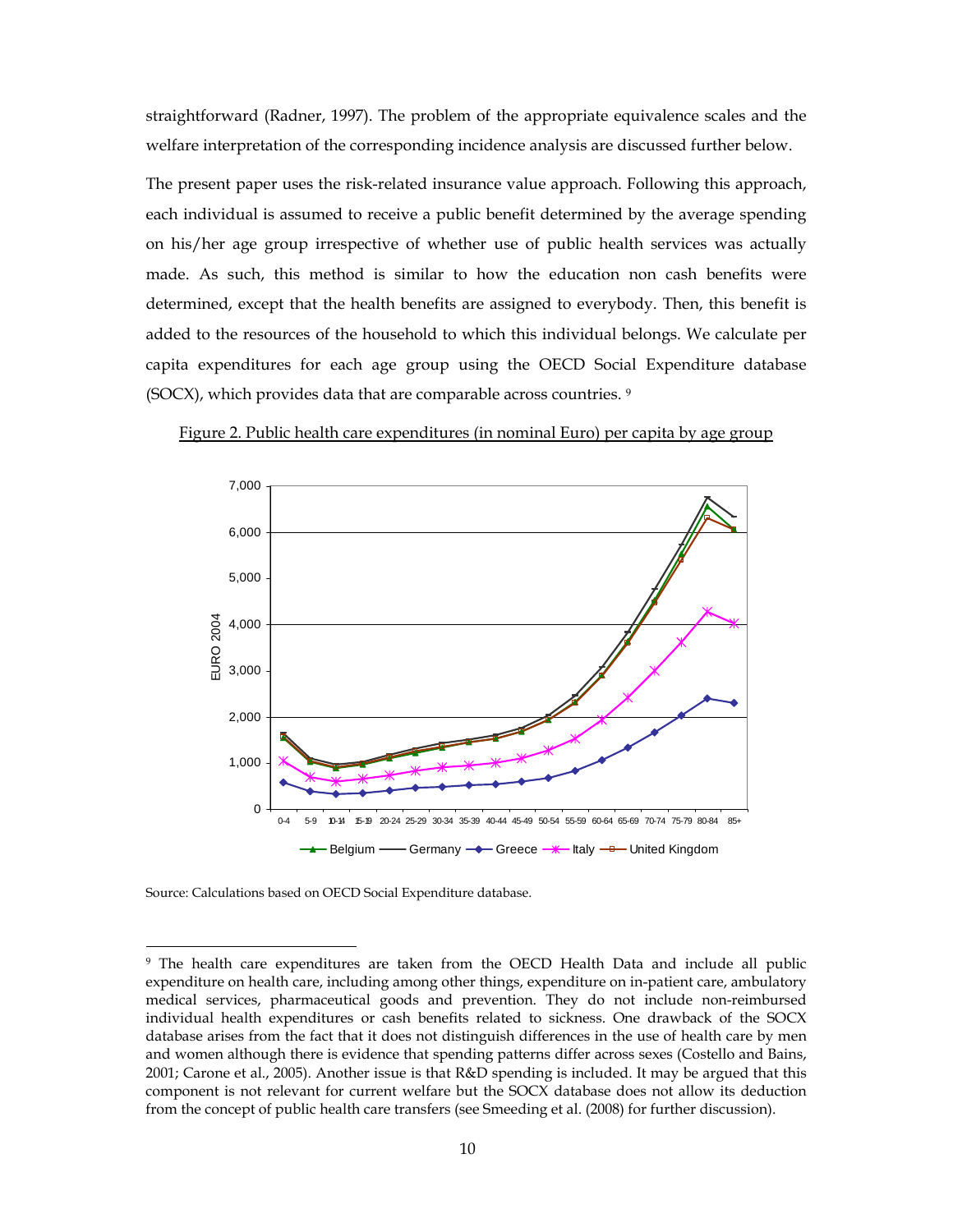straightforward (Radner, 1997). The problem of the appropriate equivalence scales and the welfare interpretation of the corresponding incidence analysis are discussed further below.

The present paper uses the risk-related insurance value approach. Following this approach, each individual is assumed to receive a public benefit determined by the average spending on his/her age group irrespective of whether use of public health services was actually made. As such, this method is similar to how the education non cash benefits were determined, except that the health benefits are assigned to everybody. Then, this benefit is added to the resources of the household to which this individual belongs. We calculate per capita expenditures for each age group using the OECD Social Expenditure database (SOCX), which provides data that are comparable across countries. [9]

Figure 2. Public health care expenditures (in nominal Euro) per capita by age group

Source: Calculations based on OECD Social Expenditure database.

[9] The health care expenditures are taken from the OECD Health Data and include all public expenditure on health care, including among other things, expenditure on in-patient care, ambulatory medical services, pharmaceutical goods and prevention. They do not include non-reimbursed individual health expenditures or cash benefits related to sickness. One drawback of the SOCX database arises from the fact that it does not distinguish differences in the use of health care by men and women although there is evidence that spending patterns differ across sexes (Costello and Bains, 2001; Carone et al., 2005). Another issue is that R&D spending is included. It may be argued that this component is not relevant for current welfare but the SOCX database does not allow its deduction from the concept of public health care transfers (see Smeeding et al. (2008) for further discussion).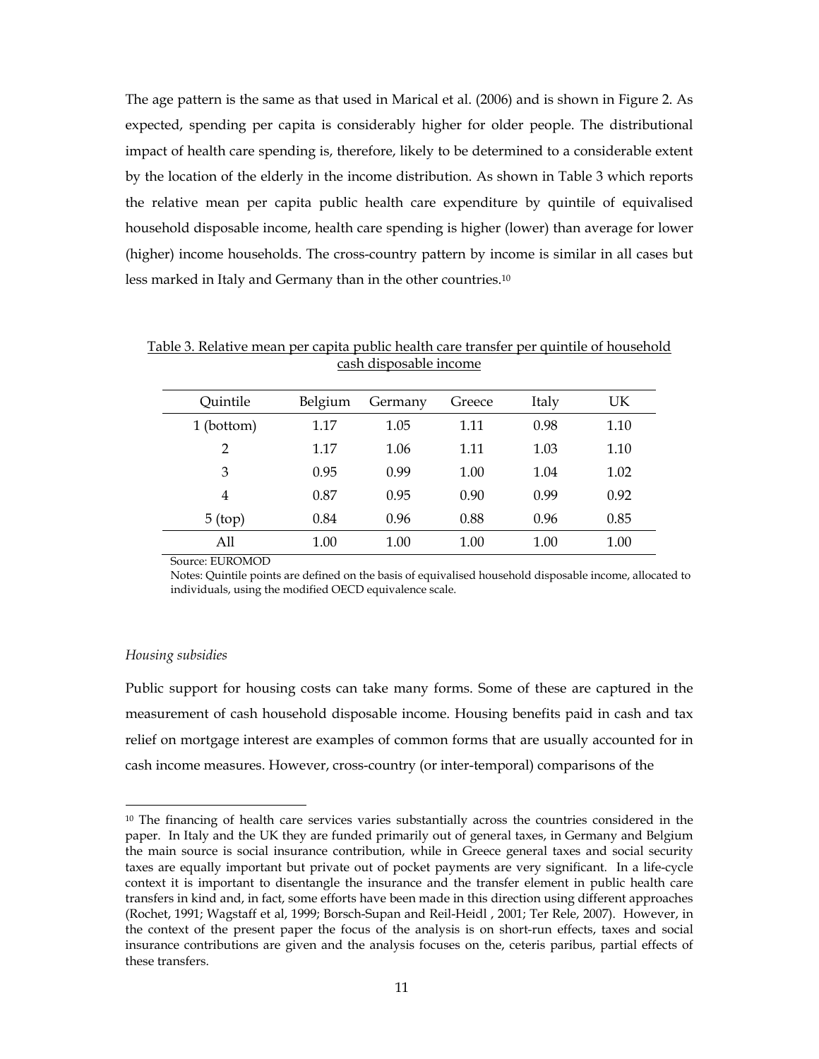The age pattern is the same as that used in Marical et al. (2006) and is shown in Figure 2. As expected, spending per capita is considerably higher for older people. The distributional impact of health care spending is, therefore, likely to be determined to a considerable extent by the location of the elderly in the income distribution. As shown in Table 3 which reports the relative mean per capita public health care expenditure by quintile of equivalised household disposable income, health care spending is higher (lower) than average for lower (higher) income households. The cross-country pattern by income is similar in all cases but less marked in Italy and Germany than in the other countries.[10]

Table 3. Relative mean per capita public health care transfer per quintile of household cash disposable income

| Quintile | Belgium | Germany | Greece | Italy | UK |
|---|---|---|---|---|---|
| 1 (bottom) | 1.17 | 1.05 | 1.11 | 0.98 | 1.10 |
| 2 | 1.17 | 1.06 | 1.11 | 1.03 | 1.10 |
| 3 | 0.95 | 0.99 | 1.00 | 1.04 | 1.02 |
| 4 | 0.87 | 0.95 | 0.90 | 0.99 | 0.92 |
| 5 (top) | 0.84 | 0.96 | 0.88 | 0.96 | 0.85 |
| All | 1.00 | 1.00 | 1.00 | 1.00 | 1.00 |

Source: EUROMOD

Notes: Quintile points are defined on the basis of equivalised household disposable income, allocated to individuals, using the modified OECD equivalence scale.

*Housing subsidies*

Public support for housing costs can take many forms. Some of these are captured in the measurement of cash household disposable income. Housing benefits paid in cash and tax relief on mortgage interest are examples of common forms that are usually accounted for in cash income measures. However, cross-country (or inter-temporal) comparisons of the

[10] The financing of health care services varies substantially across the countries considered in the paper. In Italy and the UK they are funded primarily out of general taxes, in Germany and Belgium the main source is social insurance contribution, while in Greece general taxes and social security taxes are equally important but private out of pocket payments are very significant. In a life-cycle context it is important to disentangle the insurance and the transfer element in public health care transfers in kind and, in fact, some efforts have been made in this direction using different approaches (Rochet, 1991; Wagstaff et al, 1999; Borsch-Supan and Reil-Heidl , 2001; Ter Rele, 2007). However, in the context of the present paper the focus of the analysis is on short-run effects, taxes and social insurance contributions are given and the analysis focuses on the, ceteris paribus, partial effects of these transfers.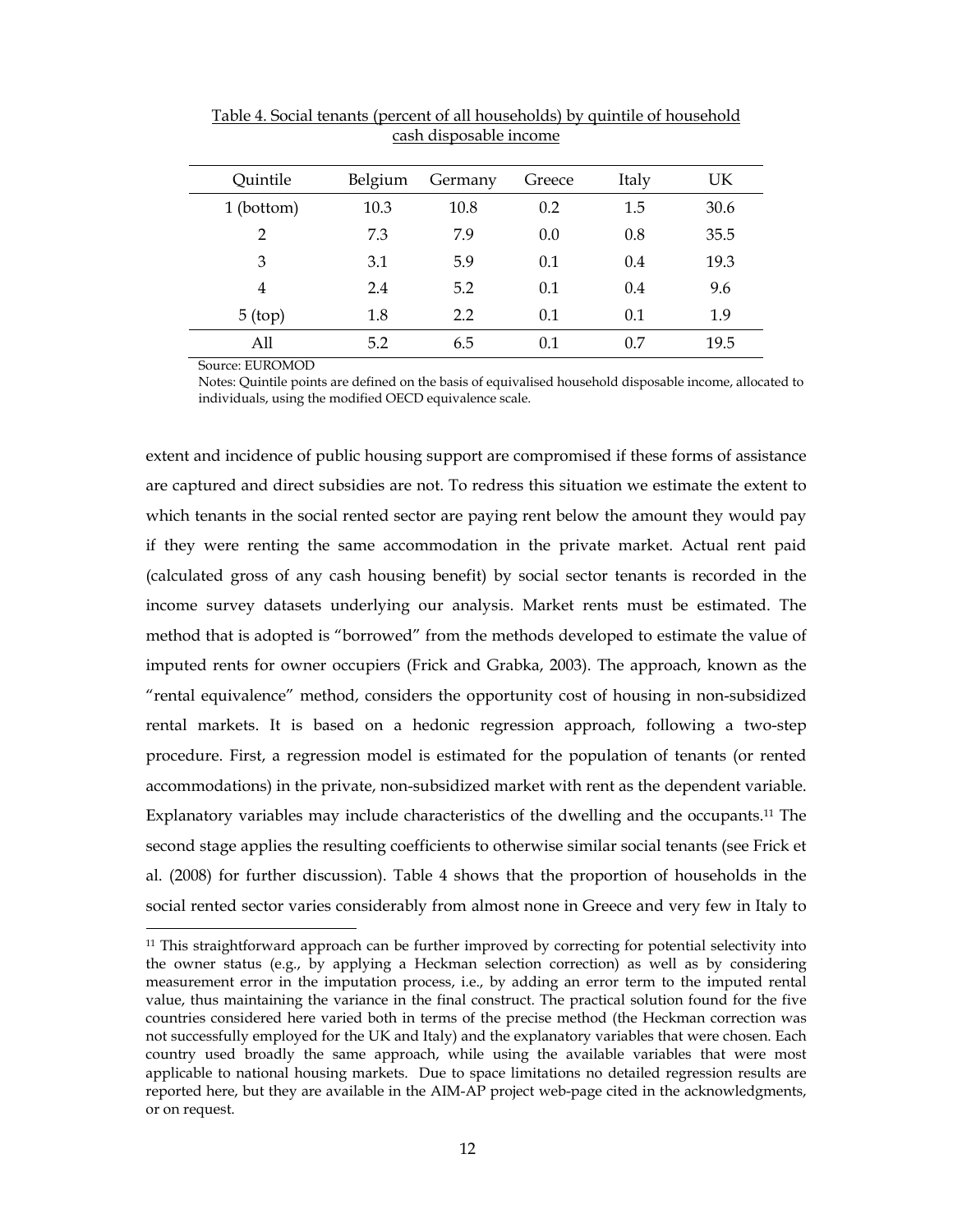Table 4. Social tenants (percent of all households) by quintile of household cash disposable income

| Quintile | Belgium | Germany | Greece | Italy | UK |
|---|---|---|---|---|---|
| 1 (bottom) | 10.3 | 10.8 | 0.2 | 1.5 | 30.6 |
| 2 | 7.3 | 7.9 | 0.0 | 0.8 | 35.5 |
| 3 | 3.1 | 5.9 | 0.1 | 0.4 | 19.3 |
| 4 | 2.4 | 5.2 | 0.1 | 0.4 | 9.6 |
| 5 (top) | 1.8 | 2.2 | 0.1 | 0.1 | 1.9 |
| All | 5.2 | 6.5 | 0.1 | 0.7 | 19.5 |

Source: EUROMOD

Notes: Quintile points are defined on the basis of equivalised household disposable income, allocated to individuals, using the modified OECD equivalence scale.

extent and incidence of public housing support are compromised if these forms of assistance are captured and direct subsidies are not. To redress this situation we estimate the extent to which tenants in the social rented sector are paying rent below the amount they would pay if they were renting the same accommodation in the private market. Actual rent paid (calculated gross of any cash housing benefit) by social sector tenants is recorded in the income survey datasets underlying our analysis. Market rents must be estimated. The method that is adopted is "borrowed" from the methods developed to estimate the value of imputed rents for owner occupiers (Frick and Grabka, 2003). The approach, known as the "rental equivalence" method, considers the opportunity cost of housing in non-subsidized rental markets. It is based on a hedonic regression approach, following a two-step procedure. First, a regression model is estimated for the population of tenants (or rented accommodations) in the private, non-subsidized market with rent as the dependent variable. Explanatory variables may include characteristics of the dwelling and the occupants.[11] The second stage applies the resulting coefficients to otherwise similar social tenants (see Frick et al. (2008) for further discussion). Table 4 shows that the proportion of households in the social rented sector varies considerably from almost none in Greece and very few in Italy to

[11] This straightforward approach can be further improved by correcting for potential selectivity into the owner status (e.g., by applying a Heckman selection correction) as well as by considering measurement error in the imputation process, i.e., by adding an error term to the imputed rental value, thus maintaining the variance in the final construct. The practical solution found for the five countries considered here varied both in terms of the precise method (the Heckman correction was not successfully employed for the UK and Italy) and the explanatory variables that were chosen. Each country used broadly the same approach, while using the available variables that were most applicable to national housing markets. Due to space limitations no detailed regression results are reported here, but they are available in the AIM-AP project web-page cited in the acknowledgments, or on request.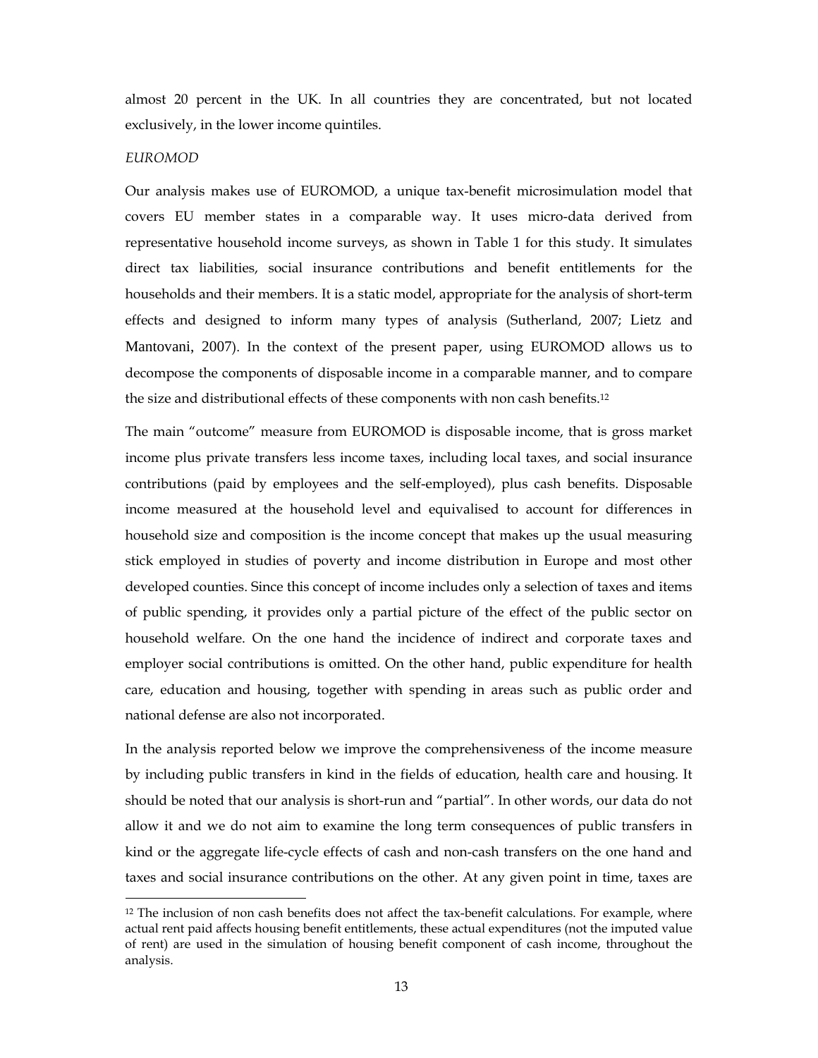almost 20 percent in the UK. In all countries they are concentrated, but not located exclusively, in the lower income quintiles.

*EUROMOD*

Our analysis makes use of EUROMOD, a unique tax-benefit microsimulation model that covers EU member states in a comparable way. It uses micro-data derived from representative household income surveys, as shown in Table 1 for this study. It simulates direct tax liabilities, social insurance contributions and benefit entitlements for the households and their members. It is a static model, appropriate for the analysis of short-term effects and designed to inform many types of analysis (Sutherland, 2007; Lietz and Mantovani, 2007). In the context of the present paper, using EUROMOD allows us to decompose the components of disposable income in a comparable manner, and to compare the size and distributional effects of these components with non cash benefits.[12]

The main "outcome" measure from EUROMOD is disposable income, that is gross market income plus private transfers less income taxes, including local taxes, and social insurance contributions (paid by employees and the self-employed), plus cash benefits. Disposable income measured at the household level and equivalised to account for differences in household size and composition is the income concept that makes up the usual measuring stick employed in studies of poverty and income distribution in Europe and most other developed counties. Since this concept of income includes only a selection of taxes and items of public spending, it provides only a partial picture of the effect of the public sector on household welfare. On the one hand the incidence of indirect and corporate taxes and employer social contributions is omitted. On the other hand, public expenditure for health care, education and housing, together with spending in areas such as public order and national defense are also not incorporated.

In the analysis reported below we improve the comprehensiveness of the income measure by including public transfers in kind in the fields of education, health care and housing. It should be noted that our analysis is short-run and "partial". In other words, our data do not allow it and we do not aim to examine the long term consequences of public transfers in kind or the aggregate life-cycle effects of cash and non-cash transfers on the one hand and taxes and social insurance contributions on the other. At any given point in time, taxes are

---

[12] The inclusion of non cash benefits does not affect the tax-benefit calculations. For example, where actual rent paid affects housing benefit entitlements, these actual expenditures (not the imputed value of rent) are used in the simulation of housing benefit component of cash income, throughout the analysis.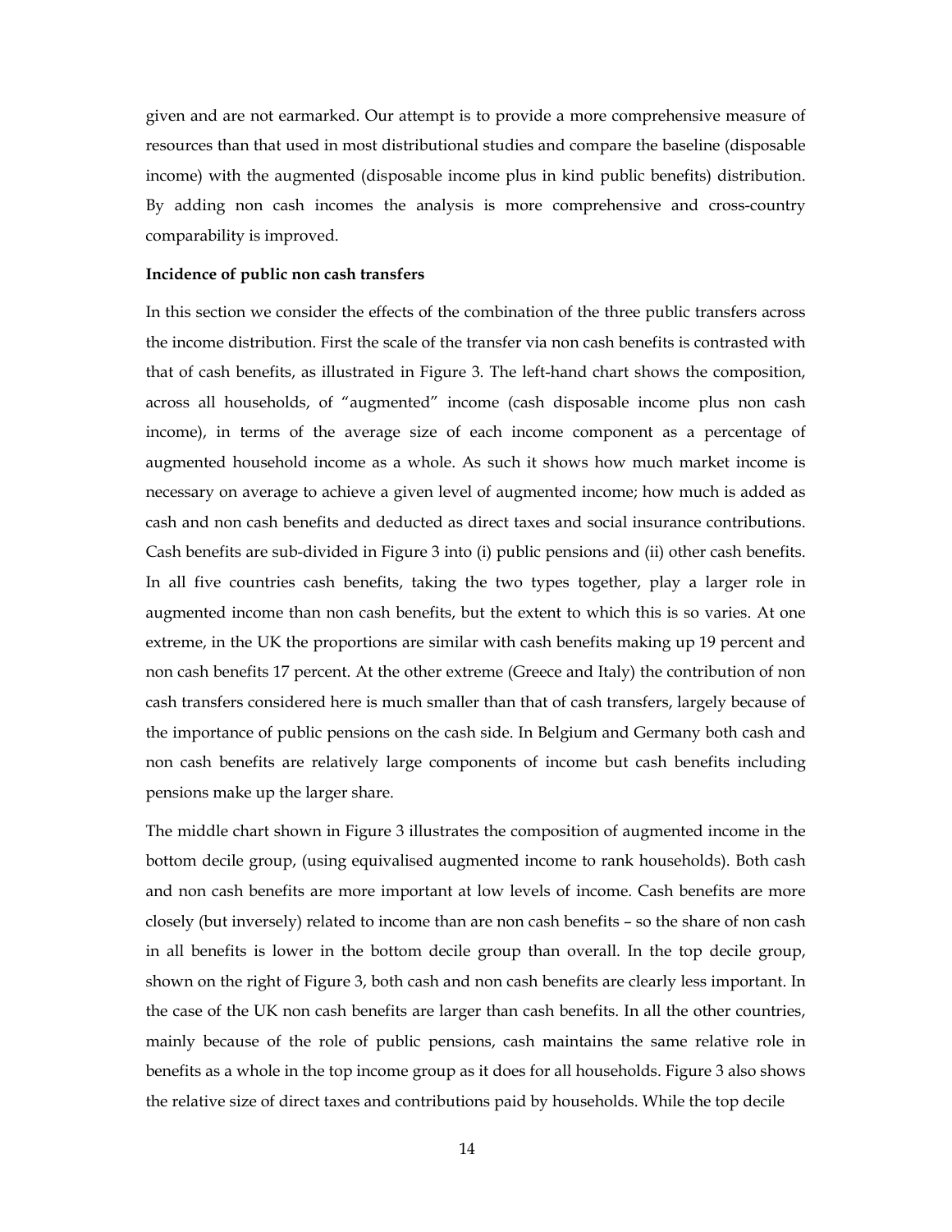given and are not earmarked. Our attempt is to provide a more comprehensive measure of resources than that used in most distributional studies and compare the baseline (disposable income) with the augmented (disposable income plus in kind public benefits) distribution. By adding non cash incomes the analysis is more comprehensive and cross-country comparability is improved.

**Incidence of public non cash transfers**

In this section we consider the effects of the combination of the three public transfers across the income distribution. First the scale of the transfer via non cash benefits is contrasted with that of cash benefits, as illustrated in Figure 3. The left-hand chart shows the composition, across all households, of "augmented" income (cash disposable income plus non cash income), in terms of the average size of each income component as a percentage of augmented household income as a whole. As such it shows how much market income is necessary on average to achieve a given level of augmented income; how much is added as cash and non cash benefits and deducted as direct taxes and social insurance contributions. Cash benefits are sub-divided in Figure 3 into (i) public pensions and (ii) other cash benefits. In all five countries cash benefits, taking the two types together, play a larger role in augmented income than non cash benefits, but the extent to which this is so varies. At one extreme, in the UK the proportions are similar with cash benefits making up 19 percent and non cash benefits 17 percent. At the other extreme (Greece and Italy) the contribution of non cash transfers considered here is much smaller than that of cash transfers, largely because of the importance of public pensions on the cash side. In Belgium and Germany both cash and non cash benefits are relatively large components of income but cash benefits including pensions make up the larger share.

The middle chart shown in Figure 3 illustrates the composition of augmented income in the bottom decile group, (using equivalised augmented income to rank households). Both cash and non cash benefits are more important at low levels of income. Cash benefits are more closely (but inversely) related to income than are non cash benefits – so the share of non cash in all benefits is lower in the bottom decile group than overall. In the top decile group, shown on the right of Figure 3, both cash and non cash benefits are clearly less important. In the case of the UK non cash benefits are larger than cash benefits. In all the other countries, mainly because of the role of public pensions, cash maintains the same relative role in benefits as a whole in the top income group as it does for all households. Figure 3 also shows the relative size of direct taxes and contributions paid by households. While the top decile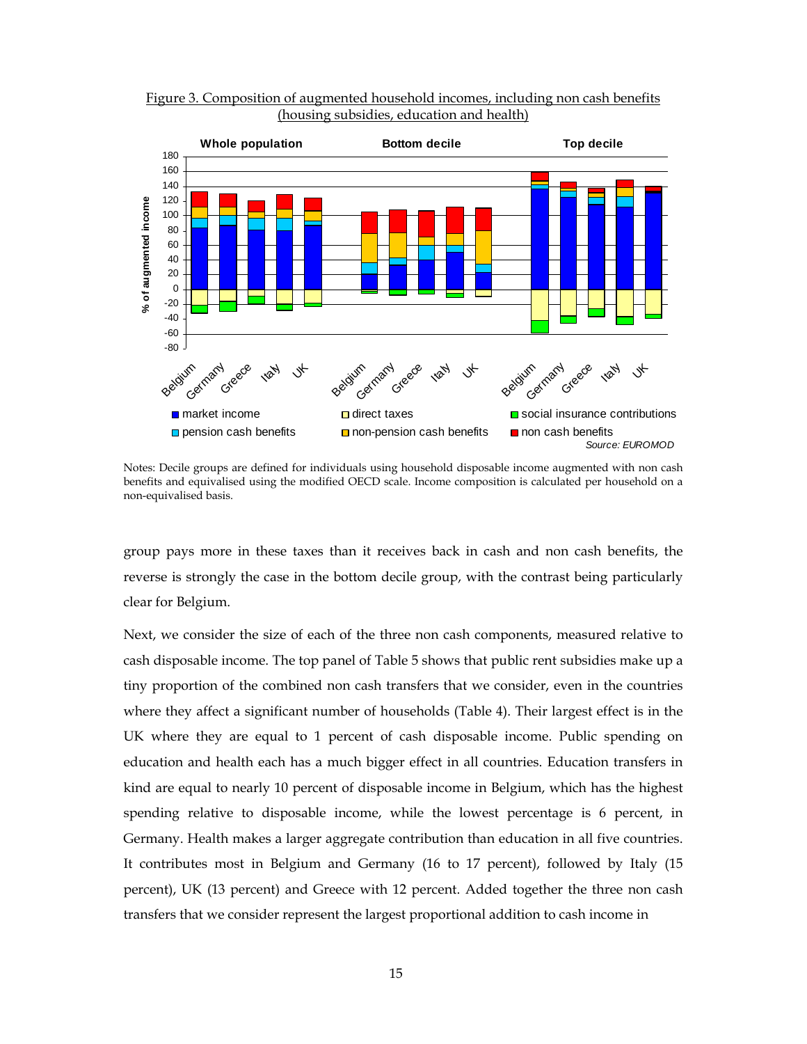Figure 3. Composition of augmented household incomes, including non cash benefits (housing subsidies, education and health)

Notes: Decile groups are defined for individuals using household disposable income augmented with non cash benefits and equivalised using the modified OECD scale. Income composition is calculated per household on a non-equivalised basis.

group pays more in these taxes than it receives back in cash and non cash benefits, the reverse is strongly the case in the bottom decile group, with the contrast being particularly clear for Belgium.

Next, we consider the size of each of the three non cash components, measured relative to cash disposable income. The top panel of Table 5 shows that public rent subsidies make up a tiny proportion of the combined non cash transfers that we consider, even in the countries where they affect a significant number of households (Table 4). Their largest effect is in the UK where they are equal to 1 percent of cash disposable income. Public spending on education and health each has a much bigger effect in all countries. Education transfers in kind are equal to nearly 10 percent of disposable income in Belgium, which has the highest spending relative to disposable income, while the lowest percentage is 6 percent, in Germany. Health makes a larger aggregate contribution than education in all five countries. It contributes most in Belgium and Germany (16 to 17 percent), followed by Italy (15 percent), UK (13 percent) and Greece with 12 percent. Added together the three non cash transfers that we consider represent the largest proportional addition to cash income in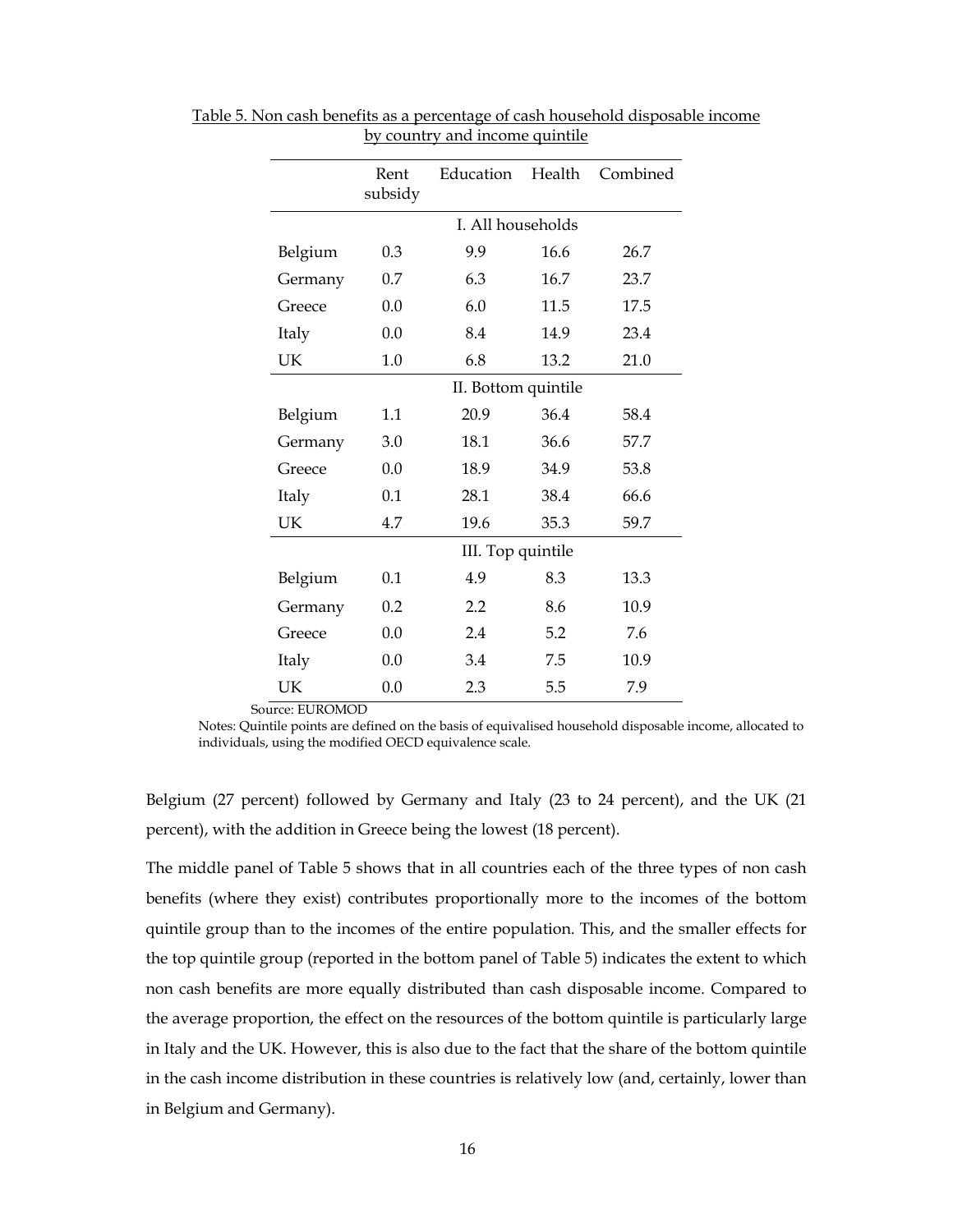Table 5. Non cash benefits as a percentage of cash household disposable income by country and income quintile

| | Rent subsidy | Education | Health | Combined |
|---|---|---|---|---|
| | I. All households | | | |
| Belgium | 0.3 | 9.9 | 16.6 | 26.7 |
| Germany | 0.7 | 6.3 | 16.7 | 23.7 |
| Greece | 0.0 | 6.0 | 11.5 | 17.5 |
| Italy | 0.0 | 8.4 | 14.9 | 23.4 |
| UK | 1.0 | 6.8 | 13.2 | 21.0 |
| | II. Bottom quintile | | | |
| Belgium | 1.1 | 20.9 | 36.4 | 58.4 |
| Germany | 3.0 | 18.1 | 36.6 | 57.7 |
| Greece | 0.0 | 18.9 | 34.9 | 53.8 |
| Italy | 0.1 | 28.1 | 38.4 | 66.6 |
| UK | 4.7 | 19.6 | 35.3 | 59.7 |
| | III. Top quintile | | | |
| Belgium | 0.1 | 4.9 | 8.3 | 13.3 |
| Germany | 0.2 | 2.2 | 8.6 | 10.9 |
| Greece | 0.0 | 2.4 | 5.2 | 7.6 |
| Italy | 0.0 | 3.4 | 7.5 | 10.9 |
| UK | 0.0 | 2.3 | 5.5 | 7.9 |

Source: EUROMOD

Notes: Quintile points are defined on the basis of equivalised household disposable income, allocated to individuals, using the modified OECD equivalence scale.

Belgium (27 percent) followed by Germany and Italy (23 to 24 percent), and the UK (21 percent), with the addition in Greece being the lowest (18 percent).

The middle panel of Table 5 shows that in all countries each of the three types of non cash benefits (where they exist) contributes proportionally more to the incomes of the bottom quintile group than to the incomes of the entire population. This, and the smaller effects for the top quintile group (reported in the bottom panel of Table 5) indicates the extent to which non cash benefits are more equally distributed than cash disposable income. Compared to the average proportion, the effect on the resources of the bottom quintile is particularly large in Italy and the UK. However, this is also due to the fact that the share of the bottom quintile in the cash income distribution in these countries is relatively low (and, certainly, lower than in Belgium and Germany).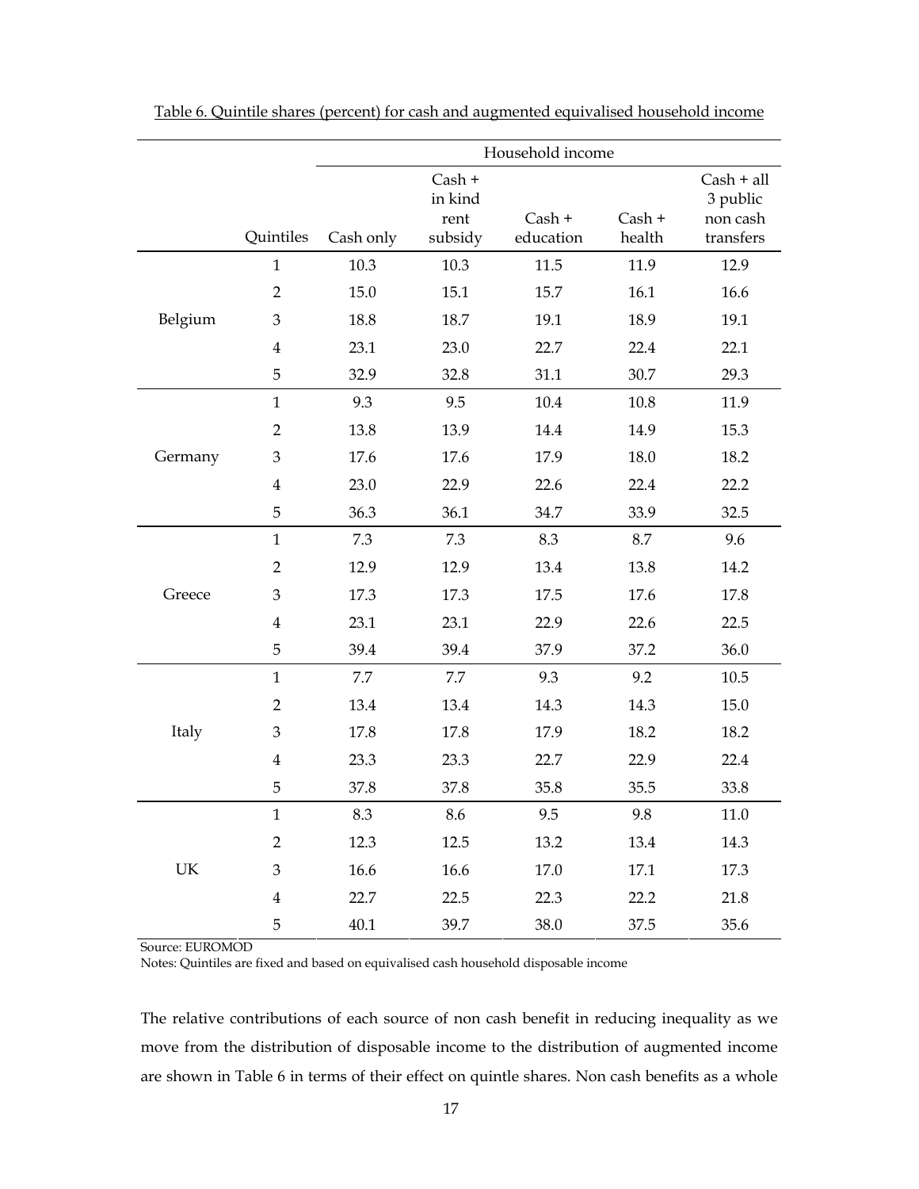Table 6. Quintile shares (percent) for cash and augmented equivalised household income

| | | Household income | | | | |
|---|---|---|---|---|---|---|
| | Quintiles | Cash only | Cash + in kind rent subsidy | Cash + education | Cash + health | Cash + all 3 public non cash transfers |
| Belgium | 1 | 10.3 | 10.3 | 11.5 | 11.9 | 12.9 |
| | 2 | 15.0 | 15.1 | 15.7 | 16.1 | 16.6 |
| | 3 | 18.8 | 18.7 | 19.1 | 18.9 | 19.1 |
| | 4 | 23.1 | 23.0 | 22.7 | 22.4 | 22.1 |
| | 5 | 32.9 | 32.8 | 31.1 | 30.7 | 29.3 |
| Germany | 1 | 9.3 | 9.5 | 10.4 | 10.8 | 11.9 |
| | 2 | 13.8 | 13.9 | 14.4 | 14.9 | 15.3 |
| | 3 | 17.6 | 17.6 | 17.9 | 18.0 | 18.2 |
| | 4 | 23.0 | 22.9 | 22.6 | 22.4 | 22.2 |
| | 5 | 36.3 | 36.1 | 34.7 | 33.9 | 32.5 |
| Greece | 1 | 7.3 | 7.3 | 8.3 | 8.7 | 9.6 |
| | 2 | 12.9 | 12.9 | 13.4 | 13.8 | 14.2 |
| | 3 | 17.3 | 17.3 | 17.5 | 17.6 | 17.8 |
| | 4 | 23.1 | 23.1 | 22.9 | 22.6 | 22.5 |
| | 5 | 39.4 | 39.4 | 37.9 | 37.2 | 36.0 |
| Italy | 1 | 7.7 | 7.7 | 9.3 | 9.2 | 10.5 |
| | 2 | 13.4 | 13.4 | 14.3 | 14.3 | 15.0 |
| | 3 | 17.8 | 17.8 | 17.9 | 18.2 | 18.2 |
| | 4 | 23.3 | 23.3 | 22.7 | 22.9 | 22.4 |
| | 5 | 37.8 | 37.8 | 35.8 | 35.5 | 33.8 |
| UK | 1 | 8.3 | 8.6 | 9.5 | 9.8 | 11.0 |
| | 2 | 12.3 | 12.5 | 13.2 | 13.4 | 14.3 |
| | 3 | 16.6 | 16.6 | 17.0 | 17.1 | 17.3 |
| | 4 | 22.7 | 22.5 | 22.3 | 22.2 | 21.8 |
| | 5 | 40.1 | 39.7 | 38.0 | 37.5 | 35.6 |

Source: EUROMOD

Notes: Quintiles are fixed and based on equivalised cash household disposable income

The relative contributions of each source of non cash benefit in reducing inequality as we move from the distribution of disposable income to the distribution of augmented income are shown in Table 6 in terms of their effect on quintle shares. Non cash benefits as a whole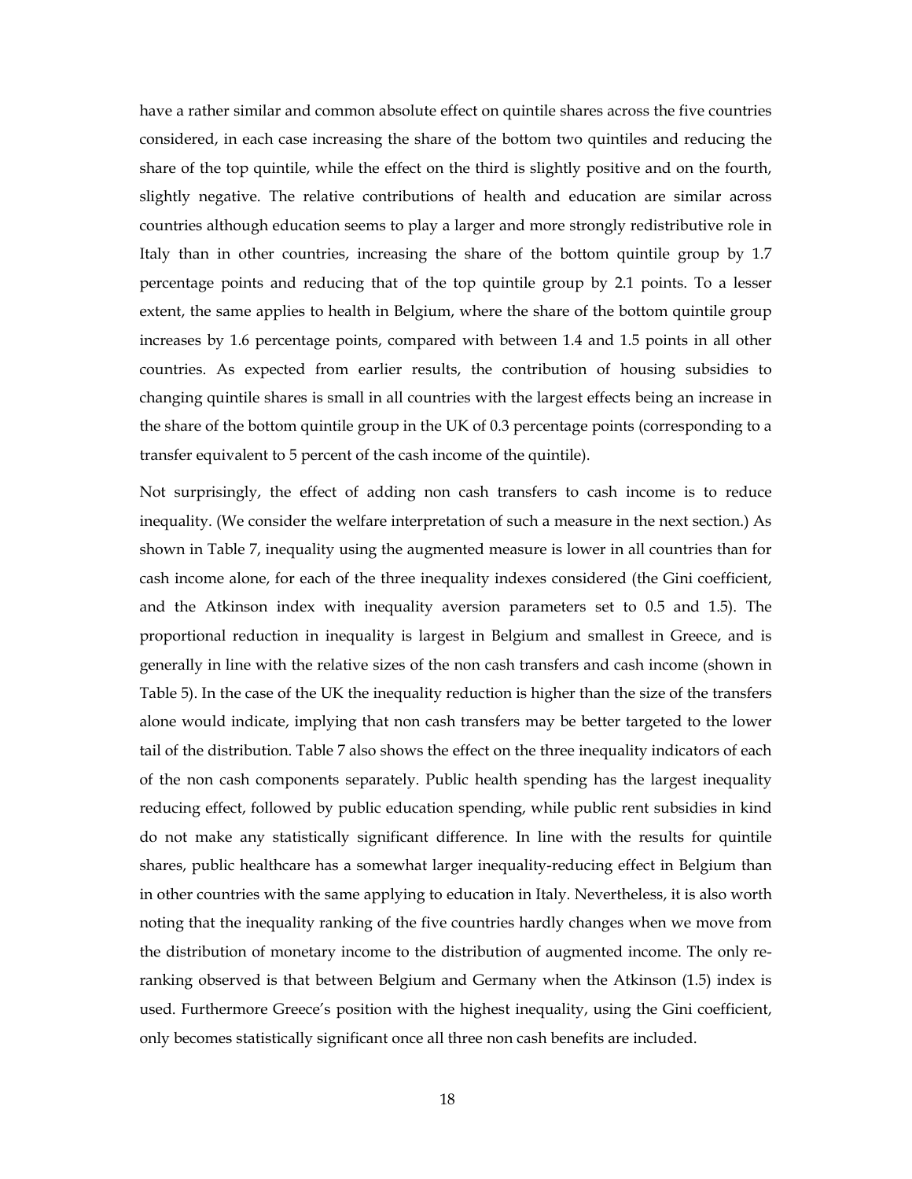have a rather similar and common absolute effect on quintile shares across the five countries considered, in each case increasing the share of the bottom two quintiles and reducing the share of the top quintile, while the effect on the third is slightly positive and on the fourth, slightly negative. The relative contributions of health and education are similar across countries although education seems to play a larger and more strongly redistributive role in Italy than in other countries, increasing the share of the bottom quintile group by 1.7 percentage points and reducing that of the top quintile group by 2.1 points. To a lesser extent, the same applies to health in Belgium, where the share of the bottom quintile group increases by 1.6 percentage points, compared with between 1.4 and 1.5 points in all other countries. As expected from earlier results, the contribution of housing subsidies to changing quintile shares is small in all countries with the largest effects being an increase in the share of the bottom quintile group in the UK of 0.3 percentage points (corresponding to a transfer equivalent to 5 percent of the cash income of the quintile).

Not surprisingly, the effect of adding non cash transfers to cash income is to reduce inequality. (We consider the welfare interpretation of such a measure in the next section.) As shown in Table 7, inequality using the augmented measure is lower in all countries than for cash income alone, for each of the three inequality indexes considered (the Gini coefficient, and the Atkinson index with inequality aversion parameters set to 0.5 and 1.5). The proportional reduction in inequality is largest in Belgium and smallest in Greece, and is generally in line with the relative sizes of the non cash transfers and cash income (shown in Table 5). In the case of the UK the inequality reduction is higher than the size of the transfers alone would indicate, implying that non cash transfers may be better targeted to the lower tail of the distribution. Table 7 also shows the effect on the three inequality indicators of each of the non cash components separately. Public health spending has the largest inequality reducing effect, followed by public education spending, while public rent subsidies in kind do not make any statistically significant difference. In line with the results for quintile shares, public healthcare has a somewhat larger inequality-reducing effect in Belgium than in other countries with the same applying to education in Italy. Nevertheless, it is also worth noting that the inequality ranking of the five countries hardly changes when we move from the distribution of monetary income to the distribution of augmented income. The only re-ranking observed is that between Belgium and Germany when the Atkinson (1.5) index is used. Furthermore Greece's position with the highest inequality, using the Gini coefficient, only becomes statistically significant once all three non cash benefits are included.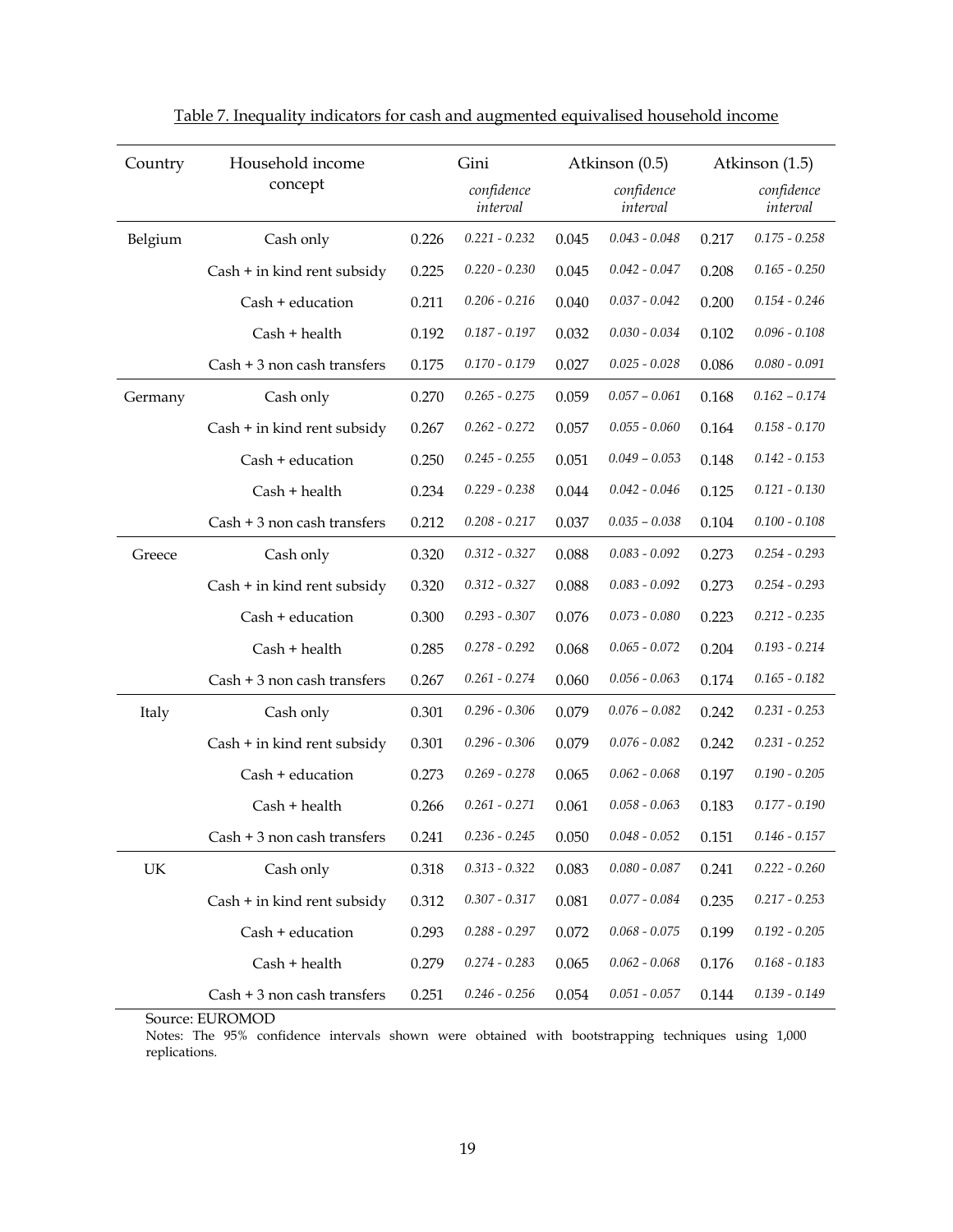Table 7. Inequality indicators for cash and augmented equivalised household income

| Country | Household income concept | Gini | | Atkinson (0.5) | | Atkinson (1.5) | |
|---|---|---|---|---|---|---|---|
| | | | *confidence interval* | | *confidence interval* | | *confidence interval* |
| Belgium | Cash only | 0.226 | *0.221 - 0.232* | 0.045 | *0.043 - 0.048* | 0.217 | *0.175 - 0.258* |
| | Cash + in kind rent subsidy | 0.225 | *0.220 - 0.230* | 0.045 | *0.042 - 0.047* | 0.208 | *0.165 - 0.250* |
| | Cash + education | 0.211 | *0.206 - 0.216* | 0.040 | *0.037 - 0.042* | 0.200 | *0.154 - 0.246* |
| | Cash + health | 0.192 | *0.187 - 0.197* | 0.032 | *0.030 - 0.034* | 0.102 | *0.096 - 0.108* |
| | Cash + 3 non cash transfers | 0.175 | *0.170 - 0.179* | 0.027 | *0.025 - 0.028* | 0.086 | *0.080 - 0.091* |
| Germany | Cash only | 0.270 | *0.265 - 0.275* | 0.059 | *0.057 – 0.061* | 0.168 | *0.162 – 0.174* |
| | Cash + in kind rent subsidy | 0.267 | *0.262 - 0.272* | 0.057 | *0.055 - 0.060* | 0.164 | *0.158 - 0.170* |
| | Cash + education | 0.250 | *0.245 - 0.255* | 0.051 | *0.049 – 0.053* | 0.148 | *0.142 - 0.153* |
| | Cash + health | 0.234 | *0.229 - 0.238* | 0.044 | *0.042 - 0.046* | 0.125 | *0.121 - 0.130* |
| | Cash + 3 non cash transfers | 0.212 | *0.208 - 0.217* | 0.037 | *0.035 – 0.038* | 0.104 | *0.100 - 0.108* |
| Greece | Cash only | 0.320 | *0.312 - 0.327* | 0.088 | *0.083 - 0.092* | 0.273 | *0.254 - 0.293* |
| | Cash + in kind rent subsidy | 0.320 | *0.312 - 0.327* | 0.088 | *0.083 - 0.092* | 0.273 | *0.254 - 0.293* |
| | Cash + education | 0.300 | *0.293 - 0.307* | 0.076 | *0.073 - 0.080* | 0.223 | *0.212 - 0.235* |
| | Cash + health | 0.285 | *0.278 - 0.292* | 0.068 | *0.065 - 0.072* | 0.204 | *0.193 - 0.214* |
| | Cash + 3 non cash transfers | 0.267 | *0.261 - 0.274* | 0.060 | *0.056 - 0.063* | 0.174 | *0.165 - 0.182* |
| Italy | Cash only | 0.301 | *0.296 - 0.306* | 0.079 | *0.076 – 0.082* | 0.242 | *0.231 - 0.253* |
| | Cash + in kind rent subsidy | 0.301 | *0.296 - 0.306* | 0.079 | *0.076 - 0.082* | 0.242 | *0.231 - 0.252* |
| | Cash + education | 0.273 | *0.269 - 0.278* | 0.065 | *0.062 - 0.068* | 0.197 | *0.190 - 0.205* |
| | Cash + health | 0.266 | *0.261 - 0.271* | 0.061 | *0.058 - 0.063* | 0.183 | *0.177 - 0.190* |
| | Cash + 3 non cash transfers | 0.241 | *0.236 - 0.245* | 0.050 | *0.048 - 0.052* | 0.151 | *0.146 - 0.157* |
| UK | Cash only | 0.318 | *0.313 - 0.322* | 0.083 | *0.080 - 0.087* | 0.241 | *0.222 - 0.260* |
| | Cash + in kind rent subsidy | 0.312 | *0.307 - 0.317* | 0.081 | *0.077 - 0.084* | 0.235 | *0.217 - 0.253* |
| | Cash + education | 0.293 | *0.288 - 0.297* | 0.072 | *0.068 - 0.075* | 0.199 | *0.192 - 0.205* |
| | Cash + health | 0.279 | *0.274 - 0.283* | 0.065 | *0.062 - 0.068* | 0.176 | *0.168 - 0.183* |
| | Cash + 3 non cash transfers | 0.251 | *0.246 - 0.256* | 0.054 | *0.051 - 0.057* | 0.144 | *0.139 - 0.149* |

Source: EUROMOD

Notes: The 95% confidence intervals shown were obtained with bootstrapping techniques using 1,000 replications.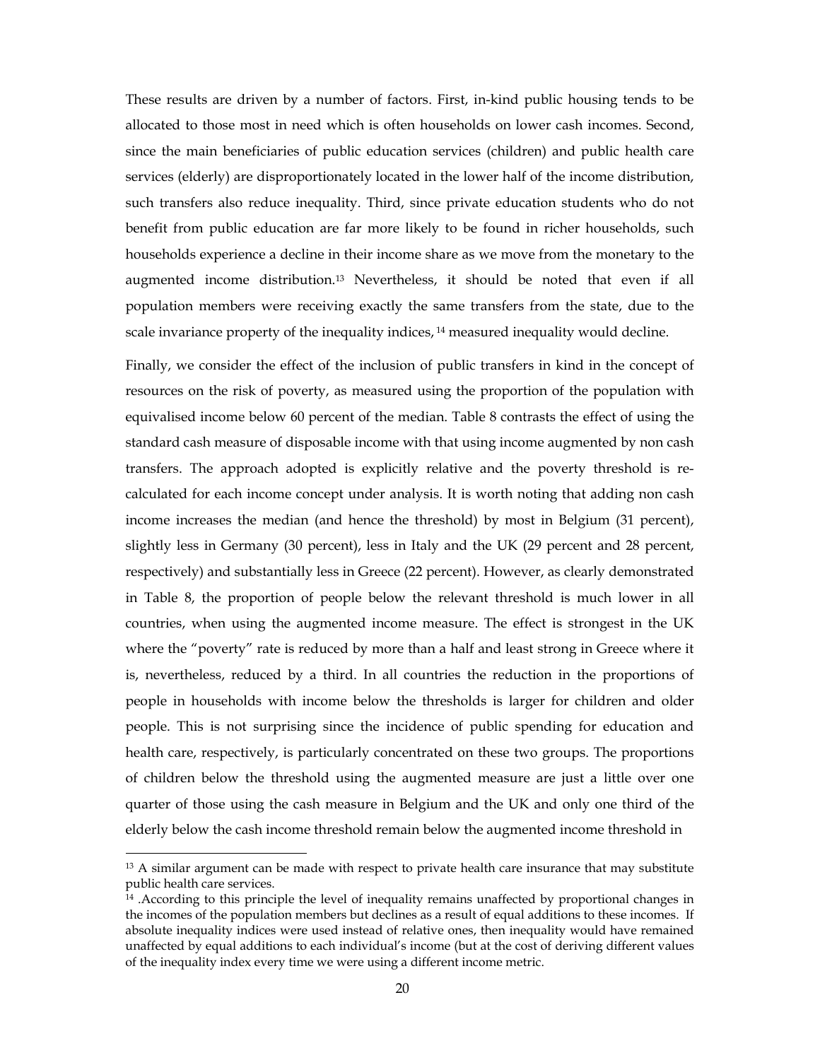These results are driven by a number of factors. First, in-kind public housing tends to be allocated to those most in need which is often households on lower cash incomes. Second, since the main beneficiaries of public education services (children) and public health care services (elderly) are disproportionately located in the lower half of the income distribution, such transfers also reduce inequality. Third, since private education students who do not benefit from public education are far more likely to be found in richer households, such households experience a decline in their income share as we move from the monetary to the augmented income distribution.[13] Nevertheless, it should be noted that even if all population members were receiving exactly the same transfers from the state, due to the scale invariance property of the inequality indices, [14] measured inequality would decline.

Finally, we consider the effect of the inclusion of public transfers in kind in the concept of resources on the risk of poverty, as measured using the proportion of the population with equivalised income below 60 percent of the median. Table 8 contrasts the effect of using the standard cash measure of disposable income with that using income augmented by non cash transfers. The approach adopted is explicitly relative and the poverty threshold is re-calculated for each income concept under analysis. It is worth noting that adding non cash income increases the median (and hence the threshold) by most in Belgium (31 percent), slightly less in Germany (30 percent), less in Italy and the UK (29 percent and 28 percent, respectively) and substantially less in Greece (22 percent). However, as clearly demonstrated in Table 8, the proportion of people below the relevant threshold is much lower in all countries, when using the augmented income measure. The effect is strongest in the UK where the "poverty" rate is reduced by more than a half and least strong in Greece where it is, nevertheless, reduced by a third. In all countries the reduction in the proportions of people in households with income below the thresholds is larger for children and older people. This is not surprising since the incidence of public spending for education and health care, respectively, is particularly concentrated on these two groups. The proportions of children below the threshold using the augmented measure are just a little over one quarter of those using the cash measure in Belgium and the UK and only one third of the elderly below the cash income threshold remain below the augmented income threshold in

---

[13] A similar argument can be made with respect to private health care insurance that may substitute public health care services.

[14] .According to this principle the level of inequality remains unaffected by proportional changes in the incomes of the population members but declines as a result of equal additions to these incomes. If absolute inequality indices were used instead of relative ones, then inequality would have remained unaffected by equal additions to each individual's income (but at the cost of deriving different values of the inequality index every time we were using a different income metric.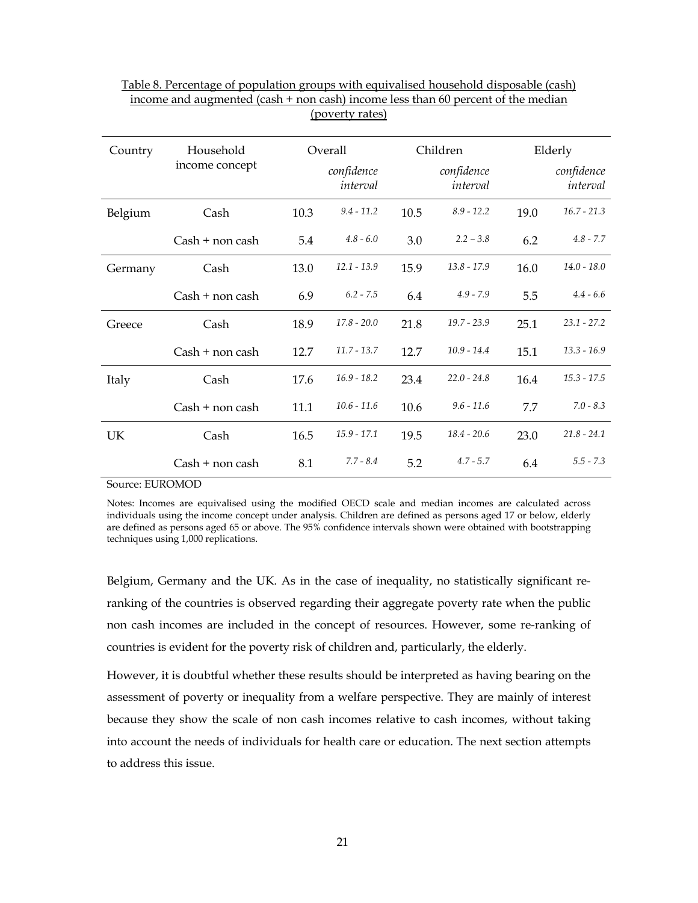Table 8. Percentage of population groups with equivalised household disposable (cash) income and augmented (cash + non cash) income less than 60 percent of the median (poverty rates)

| Country | Household income concept | Overall | | Children | | Elderly | |
|---|---|---|---|---|---|---|---|
| | | | *confidence interval* | | *confidence interval* | | *confidence interval* |
| Belgium | Cash | 10.3 | *9.4 - 11.2* | 10.5 | *8.9 - 12.2* | 19.0 | *16.7 - 21.3* |
| | Cash + non cash | 5.4 | *4.8 - 6.0* | 3.0 | *2.2 – 3.8* | 6.2 | *4.8 - 7.7* |
| Germany | Cash | 13.0 | *12.1 - 13.9* | 15.9 | *13.8 - 17.9* | 16.0 | *14.0 - 18.0* |
| | Cash + non cash | 6.9 | *6.2 - 7.5* | 6.4 | *4.9 - 7.9* | 5.5 | *4.4 - 6.6* |
| Greece | Cash | 18.9 | *17.8 - 20.0* | 21.8 | *19.7 - 23.9* | 25.1 | *23.1 - 27.2* |
| | Cash + non cash | 12.7 | *11.7 - 13.7* | 12.7 | *10.9 - 14.4* | 15.1 | *13.3 - 16.9* |
| Italy | Cash | 17.6 | *16.9 - 18.2* | 23.4 | *22.0 - 24.8* | 16.4 | *15.3 - 17.5* |
| | Cash + non cash | 11.1 | *10.6 - 11.6* | 10.6 | *9.6 - 11.6* | 7.7 | *7.0 - 8.3* |
| UK | Cash | 16.5 | *15.9 - 17.1* | 19.5 | *18.4 - 20.6* | 23.0 | *21.8 - 24.1* |
| | Cash + non cash | 8.1 | *7.7 - 8.4* | 5.2 | *4.7 - 5.7* | 6.4 | *5.5 - 7.3* |

Source: EUROMOD

Notes: Incomes are equivalised using the modified OECD scale and median incomes are calculated across individuals using the income concept under analysis. Children are defined as persons aged 17 or below, elderly are defined as persons aged 65 or above. The 95% confidence intervals shown were obtained with bootstrapping techniques using 1,000 replications.

Belgium, Germany and the UK. As in the case of inequality, no statistically significant re-ranking of the countries is observed regarding their aggregate poverty rate when the public non cash incomes are included in the concept of resources. However, some re-ranking of countries is evident for the poverty risk of children and, particularly, the elderly.

However, it is doubtful whether these results should be interpreted as having bearing on the assessment of poverty or inequality from a welfare perspective. They are mainly of interest because they show the scale of non cash incomes relative to cash incomes, without taking into account the needs of individuals for health care or education. The next section attempts to address this issue.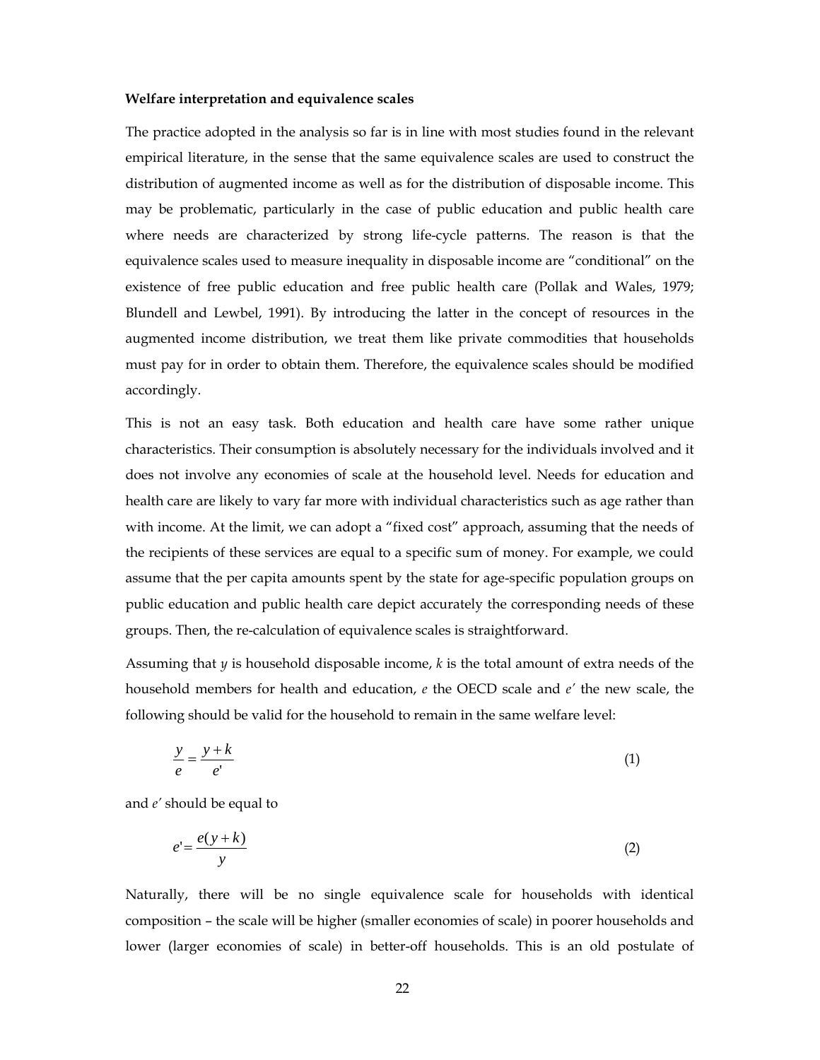**Welfare interpretation and equivalence scales**

The practice adopted in the analysis so far is in line with most studies found in the relevant empirical literature, in the sense that the same equivalence scales are used to construct the distribution of augmented income as well as for the distribution of disposable income. This may be problematic, particularly in the case of public education and public health care where needs are characterized by strong life-cycle patterns. The reason is that the equivalence scales used to measure inequality in disposable income are "conditional" on the existence of free public education and free public health care (Pollak and Wales, 1979; Blundell and Lewbel, 1991). By introducing the latter in the concept of resources in the augmented income distribution, we treat them like private commodities that households must pay for in order to obtain them. Therefore, the equivalence scales should be modified accordingly.

This is not an easy task. Both education and health care have some rather unique characteristics. Their consumption is absolutely necessary for the individuals involved and it does not involve any economies of scale at the household level. Needs for education and health care are likely to vary far more with individual characteristics such as age rather than with income. At the limit, we can adopt a "fixed cost" approach, assuming that the needs of the recipients of these services are equal to a specific sum of money. For example, we could assume that the per capita amounts spent by the state for age-specific population groups on public education and public health care depict accurately the corresponding needs of these groups. Then, the re-calculation of equivalence scales is straightforward.

Assuming that $y$ is household disposable income, $k$ is the total amount of extra needs of the household members for health and education, $e$ the OECD scale and $e'$ the new scale, the following should be valid for the household to remain in the same welfare level:

$$\frac{y}{e} = \frac{y+k}{e'} \tag{1}$$

and $e'$ should be equal to

$$e' = \frac{e(y+k)}{y} \tag{2}$$

Naturally, there will be no single equivalence scale for households with identical composition – the scale will be higher (smaller economies of scale) in poorer households and lower (larger economies of scale) in better-off households. This is an old postulate of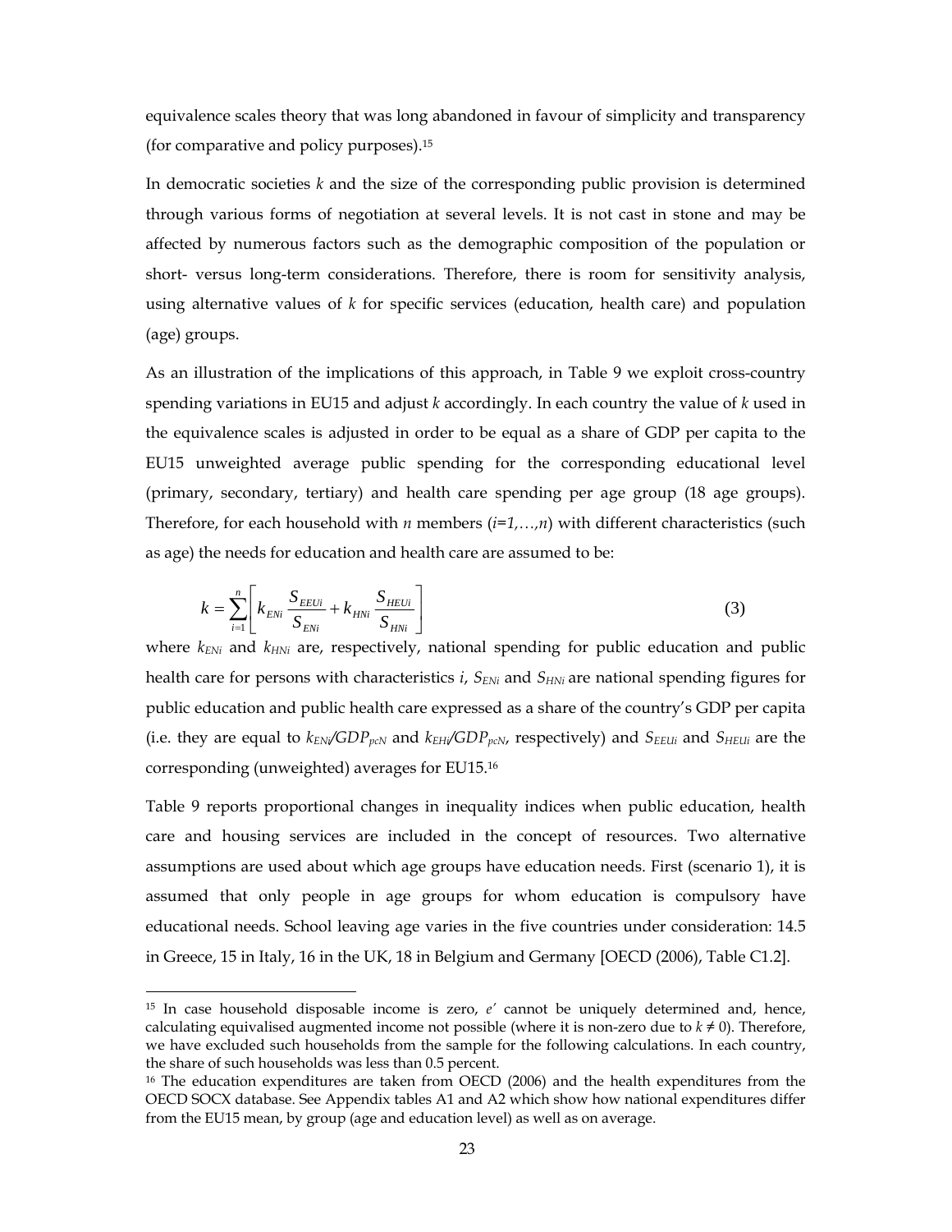equivalence scales theory that was long abandoned in favour of simplicity and transparency (for comparative and policy purposes).[15]

In democratic societies $k$ and the size of the corresponding public provision is determined through various forms of negotiation at several levels. It is not cast in stone and may be affected by numerous factors such as the demographic composition of the population or short- versus long-term considerations. Therefore, there is room for sensitivity analysis, using alternative values of $k$ for specific services (education, health care) and population (age) groups.

As an illustration of the implications of this approach, in Table 9 we exploit cross-country spending variations in EU15 and adjust $k$ accordingly. In each country the value of $k$ used in the equivalence scales is adjusted in order to be equal as a share of GDP per capita to the EU15 unweighted average public spending for the corresponding educational level (primary, secondary, tertiary) and health care spending per age group (18 age groups). Therefore, for each household with $n$ members ($i=1,\ldots,n$) with different characteristics (such as age) the needs for education and health care are assumed to be:

$$k = \sum_{i=1}^{n} \left[ k_{ENi} \frac{S_{EEUi}}{S_{ENi}} + k_{HNi} \frac{S_{HEUi}}{S_{HNi}} \right] \tag{3}$$

where $k_{ENi}$ and $k_{HNi}$ are, respectively, national spending for public education and public health care for persons with characteristics $i$, $S_{ENi}$ and $S_{HNi}$ are national spending figures for public education and public health care expressed as a share of the country's GDP per capita (i.e. they are equal to $k_{ENi}/GDP_{pcN}$ and $k_{EHi}/GDP_{pcN}$, respectively) and $S_{EEUi}$ and $S_{HEUi}$ are the corresponding (unweighted) averages for EU15.[16]

Table 9 reports proportional changes in inequality indices when public education, health care and housing services are included in the concept of resources. Two alternative assumptions are used about which age groups have education needs. First (scenario 1), it is assumed that only people in age groups for whom education is compulsory have educational needs. School leaving age varies in the five countries under consideration: 14.5 in Greece, 15 in Italy, 16 in the UK, 18 in Belgium and Germany [OECD (2006), Table C1.2].

---

[15] In case household disposable income is zero, $e'$ cannot be uniquely determined and, hence, calculating equivalised augmented income not possible (where it is non-zero due to $k \neq 0$). Therefore, we have excluded such households from the sample for the following calculations. In each country, the share of such households was less than 0.5 percent.

[16] The education expenditures are taken from OECD (2006) and the health expenditures from the OECD SOCX database. See Appendix tables A1 and A2 which show how national expenditures differ from the EU15 mean, by group (age and education level) as well as on average.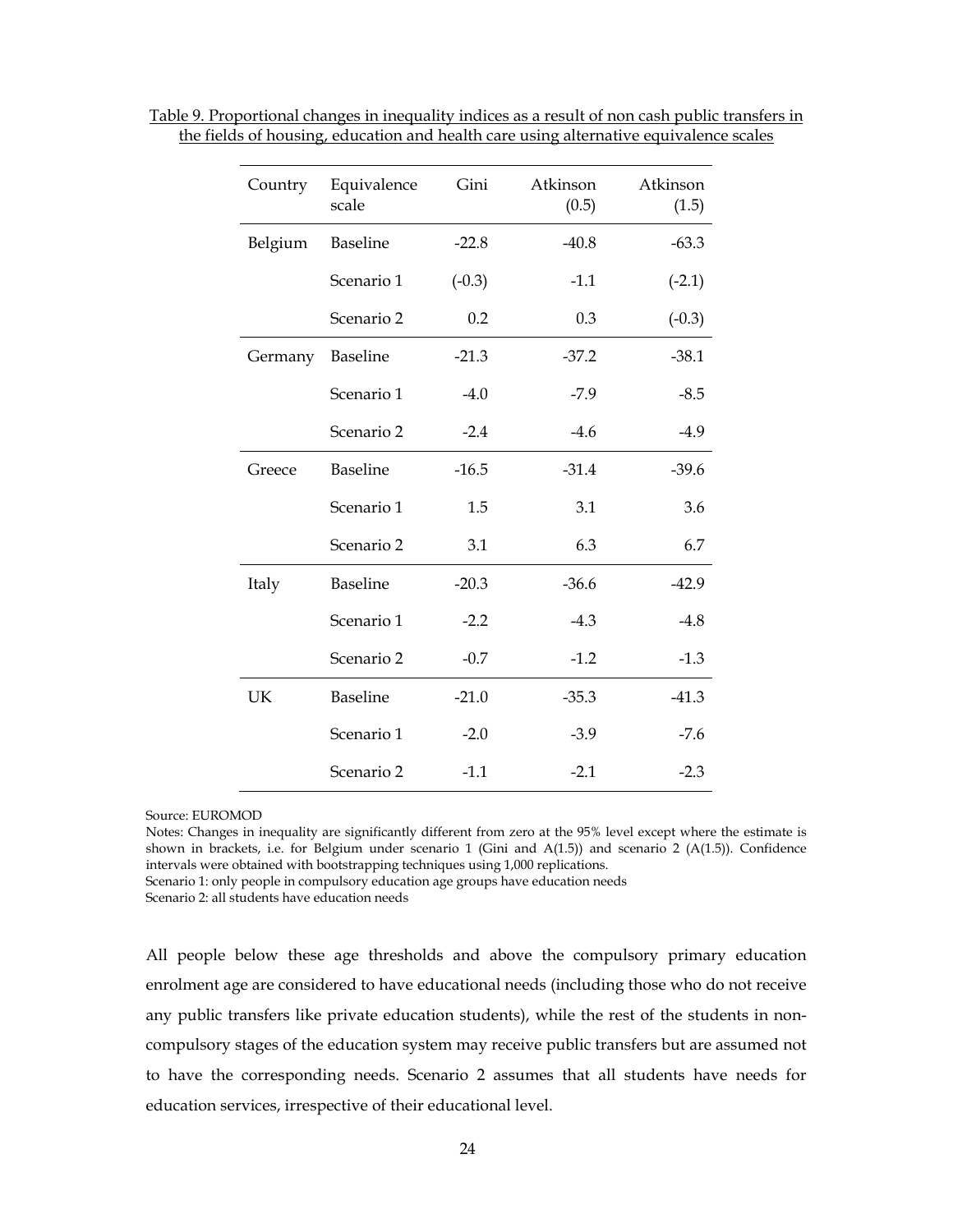Table 9. Proportional changes in inequality indices as a result of non cash public transfers in the fields of housing, education and health care using alternative equivalence scales

| Country | Equivalence scale | Gini | Atkinson (0.5) | Atkinson (1.5) |
|---|---|---|---|---|
| Belgium | Baseline | -22.8 | -40.8 | -63.3 |
| | Scenario 1 | (-0.3) | -1.1 | (-2.1) |
| | Scenario 2 | 0.2 | 0.3 | (-0.3) |
| Germany | Baseline | -21.3 | -37.2 | -38.1 |
| | Scenario 1 | -4.0 | -7.9 | -8.5 |
| | Scenario 2 | -2.4 | -4.6 | -4.9 |
| Greece | Baseline | -16.5 | -31.4 | -39.6 |
| | Scenario 1 | 1.5 | 3.1 | 3.6 |
| | Scenario 2 | 3.1 | 6.3 | 6.7 |
| Italy | Baseline | -20.3 | -36.6 | -42.9 |
| | Scenario 1 | -2.2 | -4.3 | -4.8 |
| | Scenario 2 | -0.7 | -1.2 | -1.3 |
| UK | Baseline | -21.0 | -35.3 | -41.3 |
| | Scenario 1 | -2.0 | -3.9 | -7.6 |
| | Scenario 2 | -1.1 | -2.1 | -2.3 |

Source: EUROMOD

Notes: Changes in inequality are significantly different from zero at the 95% level except where the estimate is shown in brackets, i.e. for Belgium under scenario 1 (Gini and A(1.5)) and scenario 2 (A(1.5)). Confidence intervals were obtained with bootstrapping techniques using 1,000 replications.

Scenario 1: only people in compulsory education age groups have education needs

Scenario 2: all students have education needs

All people below these age thresholds and above the compulsory primary education enrolment age are considered to have educational needs (including those who do not receive any public transfers like private education students), while the rest of the students in non-compulsory stages of the education system may receive public transfers but are assumed not to have the corresponding needs. Scenario 2 assumes that all students have needs for education services, irrespective of their educational level.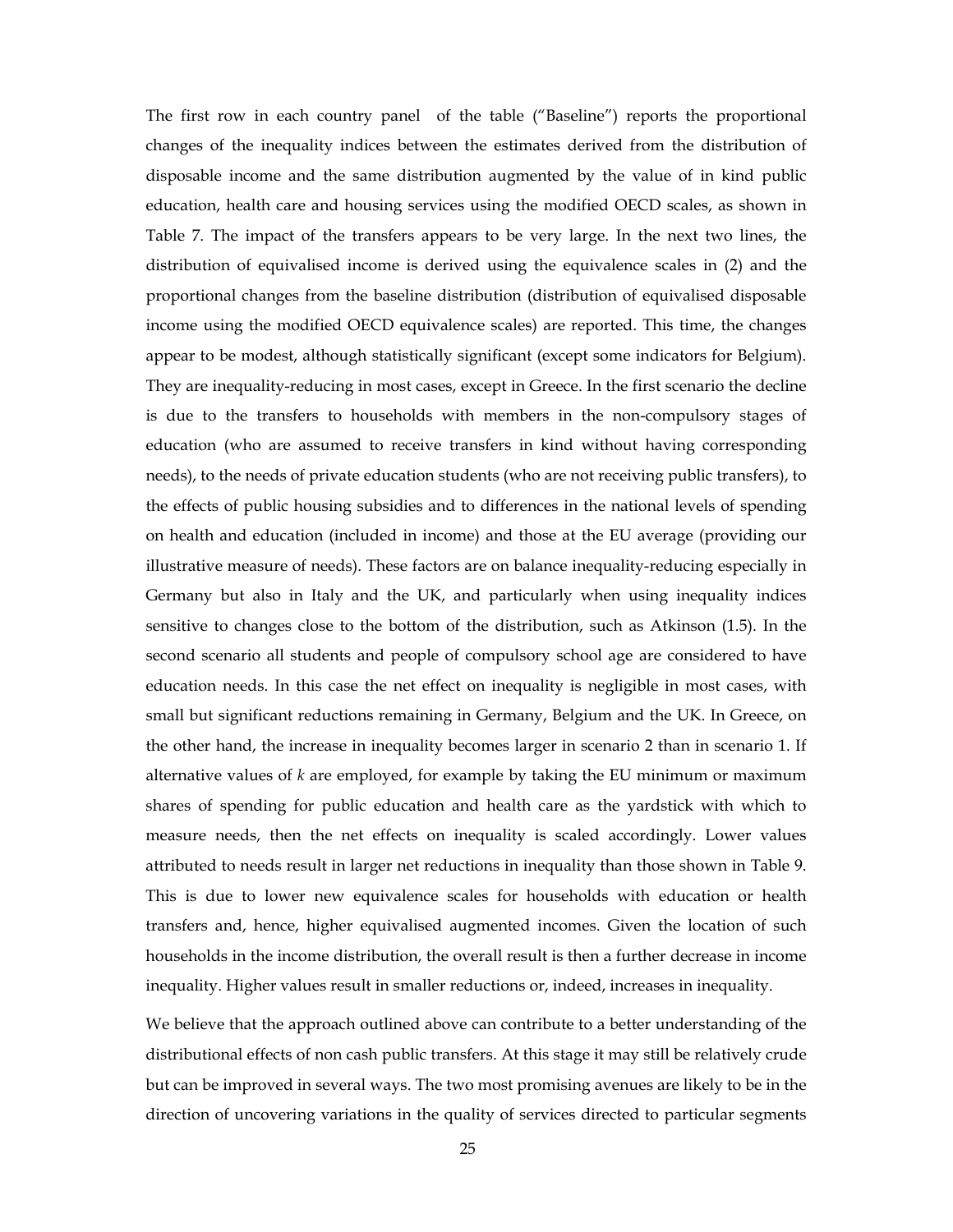The first row in each country panel of the table ("Baseline") reports the proportional changes of the inequality indices between the estimates derived from the distribution of disposable income and the same distribution augmented by the value of in kind public education, health care and housing services using the modified OECD scales, as shown in Table 7. The impact of the transfers appears to be very large. In the next two lines, the distribution of equivalised income is derived using the equivalence scales in (2) and the proportional changes from the baseline distribution (distribution of equivalised disposable income using the modified OECD equivalence scales) are reported. This time, the changes appear to be modest, although statistically significant (except some indicators for Belgium). They are inequality-reducing in most cases, except in Greece. In the first scenario the decline is due to the transfers to households with members in the non-compulsory stages of education (who are assumed to receive transfers in kind without having corresponding needs), to the needs of private education students (who are not receiving public transfers), to the effects of public housing subsidies and to differences in the national levels of spending on health and education (included in income) and those at the EU average (providing our illustrative measure of needs). These factors are on balance inequality-reducing especially in Germany but also in Italy and the UK, and particularly when using inequality indices sensitive to changes close to the bottom of the distribution, such as Atkinson (1.5). In the second scenario all students and people of compulsory school age are considered to have education needs. In this case the net effect on inequality is negligible in most cases, with small but significant reductions remaining in Germany, Belgium and the UK. In Greece, on the other hand, the increase in inequality becomes larger in scenario 2 than in scenario 1. If alternative values of *k* are employed, for example by taking the EU minimum or maximum shares of spending for public education and health care as the yardstick with which to measure needs, then the net effects on inequality is scaled accordingly. Lower values attributed to needs result in larger net reductions in inequality than those shown in Table 9. This is due to lower new equivalence scales for households with education or health transfers and, hence, higher equivalised augmented incomes. Given the location of such households in the income distribution, the overall result is then a further decrease in income inequality. Higher values result in smaller reductions or, indeed, increases in inequality.

We believe that the approach outlined above can contribute to a better understanding of the distributional effects of non cash public transfers. At this stage it may still be relatively crude but can be improved in several ways. The two most promising avenues are likely to be in the direction of uncovering variations in the quality of services directed to particular segments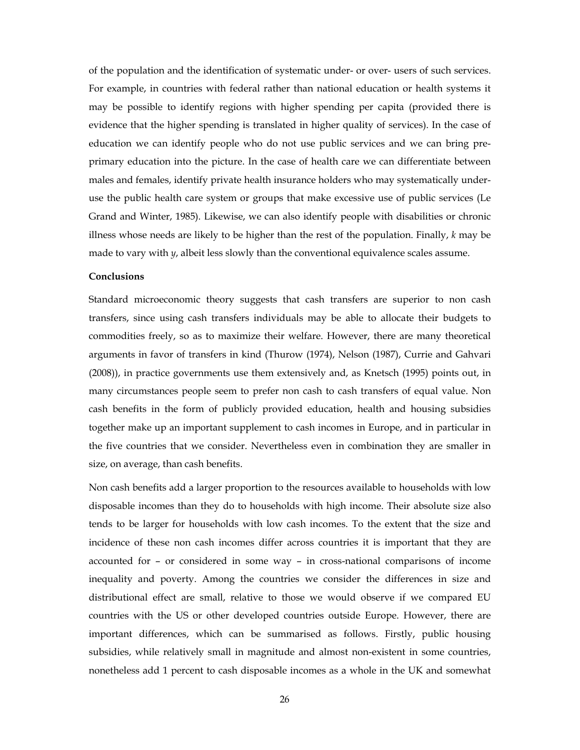of the population and the identification of systematic under- or over- users of such services. For example, in countries with federal rather than national education or health systems it may be possible to identify regions with higher spending per capita (provided there is evidence that the higher spending is translated in higher quality of services). In the case of education we can identify people who do not use public services and we can bring pre-primary education into the picture. In the case of health care we can differentiate between males and females, identify private health insurance holders who may systematically under-use the public health care system or groups that make excessive use of public services (Le Grand and Winter, 1985). Likewise, we can also identify people with disabilities or chronic illness whose needs are likely to be higher than the rest of the population. Finally, $k$ may be made to vary with $y$, albeit less slowly than the conventional equivalence scales assume.

**Conclusions**

Standard microeconomic theory suggests that cash transfers are superior to non cash transfers, since using cash transfers individuals may be able to allocate their budgets to commodities freely, so as to maximize their welfare. However, there are many theoretical arguments in favor of transfers in kind (Thurow (1974), Nelson (1987), Currie and Gahvari (2008)), in practice governments use them extensively and, as Knetsch (1995) points out, in many circumstances people seem to prefer non cash to cash transfers of equal value. Non cash benefits in the form of publicly provided education, health and housing subsidies together make up an important supplement to cash incomes in Europe, and in particular in the five countries that we consider. Nevertheless even in combination they are smaller in size, on average, than cash benefits.

Non cash benefits add a larger proportion to the resources available to households with low disposable incomes than they do to households with high income. Their absolute size also tends to be larger for households with low cash incomes. To the extent that the size and incidence of these non cash incomes differ across countries it is important that they are accounted for – or considered in some way – in cross-national comparisons of income inequality and poverty. Among the countries we consider the differences in size and distributional effect are small, relative to those we would observe if we compared EU countries with the US or other developed countries outside Europe. However, there are important differences, which can be summarised as follows. Firstly, public housing subsidies, while relatively small in magnitude and almost non-existent in some countries, nonetheless add 1 percent to cash disposable incomes as a whole in the UK and somewhat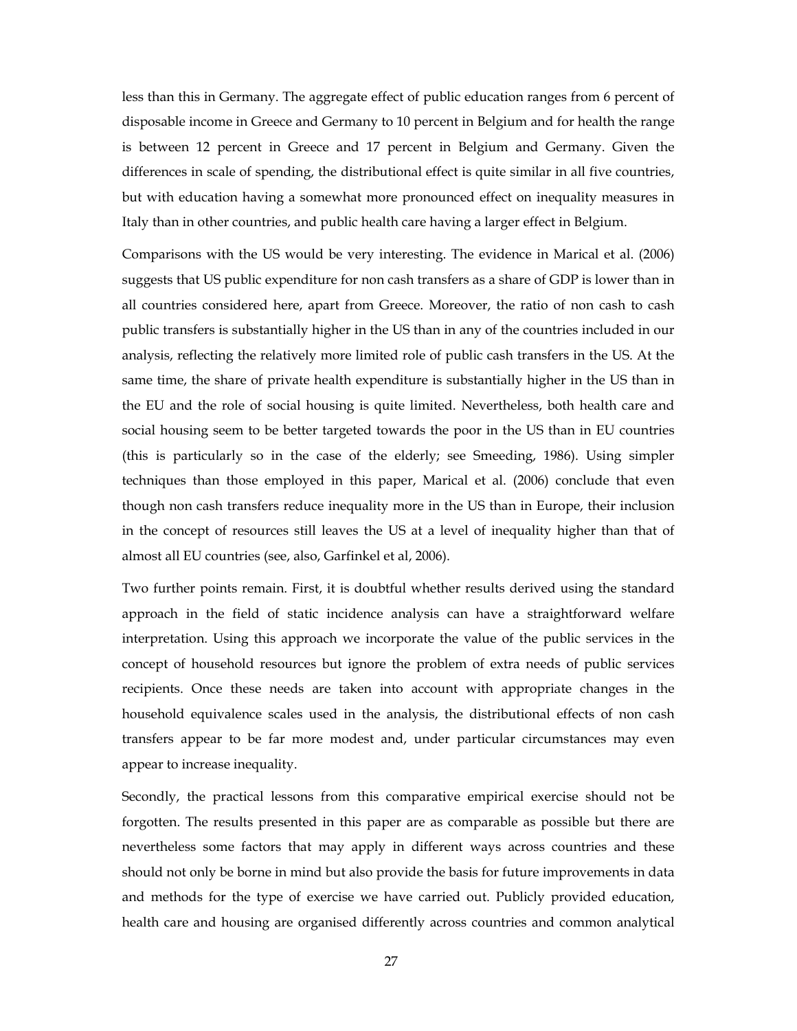less than this in Germany. The aggregate effect of public education ranges from 6 percent of disposable income in Greece and Germany to 10 percent in Belgium and for health the range is between 12 percent in Greece and 17 percent in Belgium and Germany. Given the differences in scale of spending, the distributional effect is quite similar in all five countries, but with education having a somewhat more pronounced effect on inequality measures in Italy than in other countries, and public health care having a larger effect in Belgium.

Comparisons with the US would be very interesting. The evidence in Marical et al. (2006) suggests that US public expenditure for non cash transfers as a share of GDP is lower than in all countries considered here, apart from Greece. Moreover, the ratio of non cash to cash public transfers is substantially higher in the US than in any of the countries included in our analysis, reflecting the relatively more limited role of public cash transfers in the US. At the same time, the share of private health expenditure is substantially higher in the US than in the EU and the role of social housing is quite limited. Nevertheless, both health care and social housing seem to be better targeted towards the poor in the US than in EU countries (this is particularly so in the case of the elderly; see Smeeding, 1986). Using simpler techniques than those employed in this paper, Marical et al. (2006) conclude that even though non cash transfers reduce inequality more in the US than in Europe, their inclusion in the concept of resources still leaves the US at a level of inequality higher than that of almost all EU countries (see, also, Garfinkel et al, 2006).

Two further points remain. First, it is doubtful whether results derived using the standard approach in the field of static incidence analysis can have a straightforward welfare interpretation. Using this approach we incorporate the value of the public services in the concept of household resources but ignore the problem of extra needs of public services recipients. Once these needs are taken into account with appropriate changes in the household equivalence scales used in the analysis, the distributional effects of non cash transfers appear to be far more modest and, under particular circumstances may even appear to increase inequality.

Secondly, the practical lessons from this comparative empirical exercise should not be forgotten. The results presented in this paper are as comparable as possible but there are nevertheless some factors that may apply in different ways across countries and these should not only be borne in mind but also provide the basis for future improvements in data and methods for the type of exercise we have carried out. Publicly provided education, health care and housing are organised differently across countries and common analytical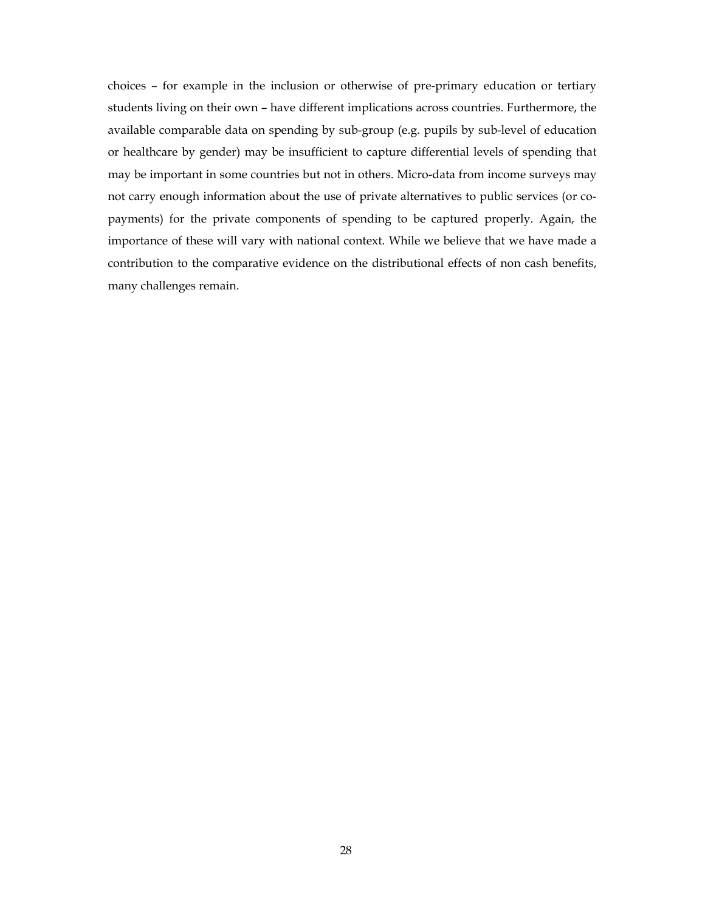choices – for example in the inclusion or otherwise of pre-primary education or tertiary students living on their own – have different implications across countries. Furthermore, the available comparable data on spending by sub-group (e.g. pupils by sub-level of education or healthcare by gender) may be insufficient to capture differential levels of spending that may be important in some countries but not in others. Micro-data from income surveys may not carry enough information about the use of private alternatives to public services (or co-payments) for the private components of spending to be captured properly. Again, the importance of these will vary with national context. While we believe that we have made a contribution to the comparative evidence on the distributional effects of non cash benefits, many challenges remain.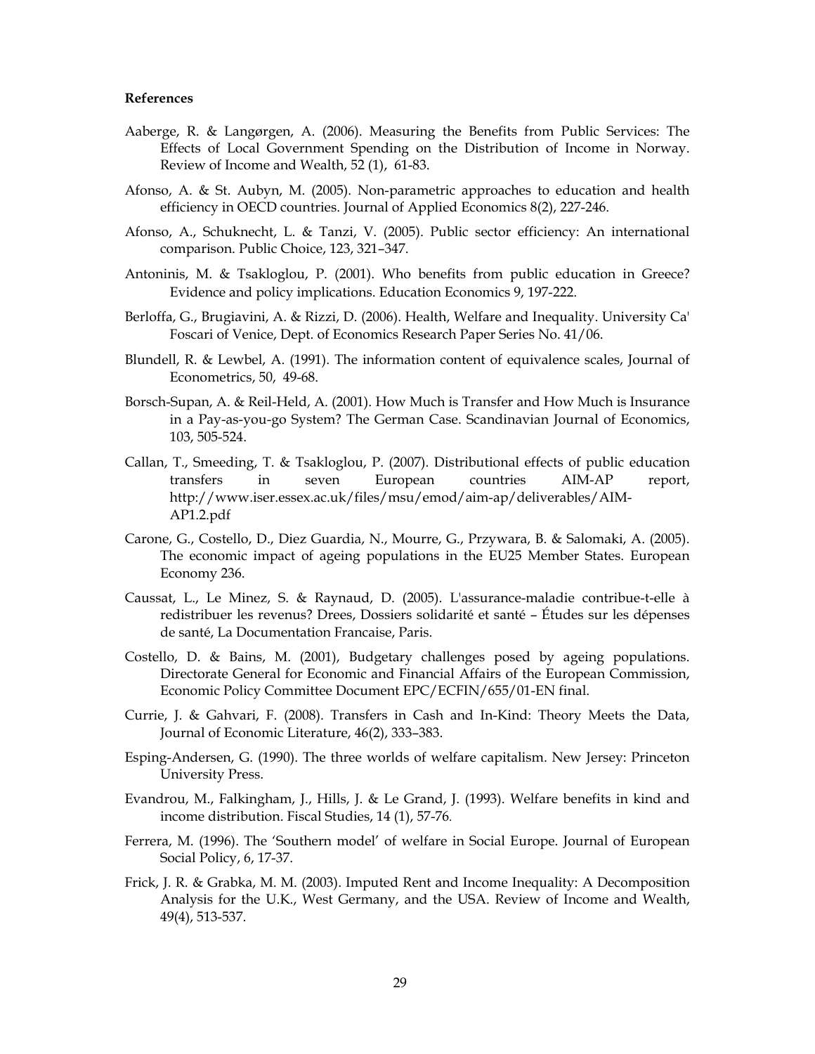**References**

Aaberge, R. & Langørgen, A. (2006). Measuring the Benefits from Public Services: The Effects of Local Government Spending on the Distribution of Income in Norway. Review of Income and Wealth, 52 (1), 61-83.

Afonso, A. & St. Aubyn, M. (2005). Non-parametric approaches to education and health efficiency in OECD countries. Journal of Applied Economics 8(2), 227-246.

Afonso, A., Schuknecht, L. & Tanzi, V. (2005). Public sector efficiency: An international comparison. Public Choice, 123, 321–347.

Antoninis, M. & Tsakloglou, P. (2001). Who benefits from public education in Greece? Evidence and policy implications. Education Economics 9, 197-222.

Berloffa, G., Brugiavini, A. & Rizzi, D. (2006). Health, Welfare and Inequality. University Ca' Foscari of Venice, Dept. of Economics Research Paper Series No. 41/06.

Blundell, R. & Lewbel, A. (1991). The information content of equivalence scales, Journal of Econometrics, 50, 49-68.

Borsch-Supan, A. & Reil-Held, A. (2001). How Much is Transfer and How Much is Insurance in a Pay-as-you-go System? The German Case. Scandinavian Journal of Economics, 103, 505-524.

Callan, T., Smeeding, T. & Tsakloglou, P. (2007). Distributional effects of public education transfers in seven European countries AIM-AP report, http://www.iser.essex.ac.uk/files/msu/emod/aim-ap/deliverables/AIM-AP1.2.pdf

Carone, G., Costello, D., Diez Guardia, N., Mourre, G., Przywara, B. & Salomaki, A. (2005). The economic impact of ageing populations in the EU25 Member States. European Economy 236.

Caussat, L., Le Minez, S. & Raynaud, D. (2005). L'assurance-maladie contribue-t-elle à redistribuer les revenus? Drees, Dossiers solidarité et santé – Études sur les dépenses de santé, La Documentation Francaise, Paris.

Costello, D. & Bains, M. (2001), Budgetary challenges posed by ageing populations. Directorate General for Economic and Financial Affairs of the European Commission, Economic Policy Committee Document EPC/ECFIN/655/01-EN final.

Currie, J. & Gahvari, F. (2008). Transfers in Cash and In-Kind: Theory Meets the Data, Journal of Economic Literature, 46(2), 333–383.

Esping-Andersen, G. (1990). The three worlds of welfare capitalism. New Jersey: Princeton University Press.

Evandrou, M., Falkingham, J., Hills, J. & Le Grand, J. (1993). Welfare benefits in kind and income distribution. Fiscal Studies, 14 (1), 57-76.

Ferrera, M. (1996). The 'Southern model' of welfare in Social Europe. Journal of European Social Policy, 6, 17-37.

Frick, J. R. & Grabka, M. M. (2003). Imputed Rent and Income Inequality: A Decomposition Analysis for the U.K., West Germany, and the USA. Review of Income and Wealth, 49(4), 513-537.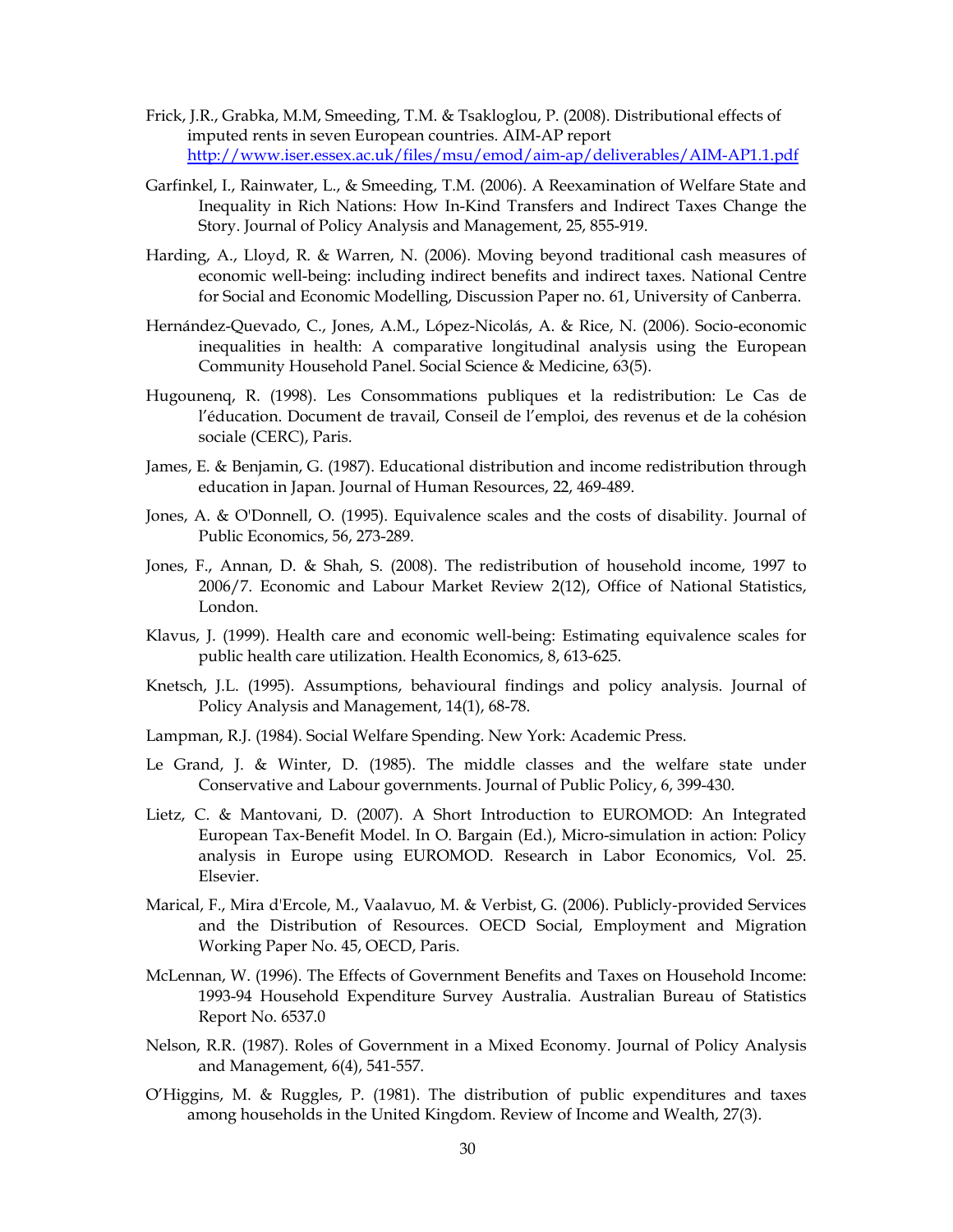Frick, J.R., Grabka, M.M, Smeeding, T.M. & Tsakloglou, P. (2008). Distributional effects of imputed rents in seven European countries. AIM-AP report http://www.iser.essex.ac.uk/files/msu/emod/aim-ap/deliverables/AIM-AP1.1.pdf

Garfinkel, I., Rainwater, L., & Smeeding, T.M. (2006). A Reexamination of Welfare State and Inequality in Rich Nations: How In-Kind Transfers and Indirect Taxes Change the Story. Journal of Policy Analysis and Management, 25, 855-919.

Harding, A., Lloyd, R. & Warren, N. (2006). Moving beyond traditional cash measures of economic well-being: including indirect benefits and indirect taxes. National Centre for Social and Economic Modelling, Discussion Paper no. 61, University of Canberra.

Hernández-Quevado, C., Jones, A.M., López-Nicolás, A. & Rice, N. (2006). Socio-economic inequalities in health: A comparative longitudinal analysis using the European Community Household Panel. Social Science & Medicine, 63(5).

Hugounenq, R. (1998). Les Consommations publiques et la redistribution: Le Cas de l'éducation. Document de travail, Conseil de l'emploi, des revenus et de la cohésion sociale (CERC), Paris.

James, E. & Benjamin, G. (1987). Educational distribution and income redistribution through education in Japan. Journal of Human Resources, 22, 469-489.

Jones, A. & O'Donnell, O. (1995). Equivalence scales and the costs of disability. Journal of Public Economics, 56, 273-289.

Jones, F., Annan, D. & Shah, S. (2008). The redistribution of household income, 1997 to 2006/7. Economic and Labour Market Review 2(12), Office of National Statistics, London.

Klavus, J. (1999). Health care and economic well-being: Estimating equivalence scales for public health care utilization. Health Economics, 8, 613-625.

Knetsch, J.L. (1995). Assumptions, behavioural findings and policy analysis. Journal of Policy Analysis and Management, 14(1), 68-78.

Lampman, R.J. (1984). Social Welfare Spending. New York: Academic Press.

Le Grand, J. & Winter, D. (1985). The middle classes and the welfare state under Conservative and Labour governments. Journal of Public Policy, 6, 399-430.

Lietz, C. & Mantovani, D. (2007). A Short Introduction to EUROMOD: An Integrated European Tax-Benefit Model. In O. Bargain (Ed.), Micro-simulation in action: Policy analysis in Europe using EUROMOD. Research in Labor Economics, Vol. 25. Elsevier.

Marical, F., Mira d'Ercole, M., Vaalavuo, M. & Verbist, G. (2006). Publicly-provided Services and the Distribution of Resources. OECD Social, Employment and Migration Working Paper No. 45, OECD, Paris.

McLennan, W. (1996). The Effects of Government Benefits and Taxes on Household Income: 1993-94 Household Expenditure Survey Australia. Australian Bureau of Statistics Report No. 6537.0

Nelson, R.R. (1987). Roles of Government in a Mixed Economy. Journal of Policy Analysis and Management, 6(4), 541-557.

O'Higgins, M. & Ruggles, P. (1981). The distribution of public expenditures and taxes among households in the United Kingdom. Review of Income and Wealth, 27(3).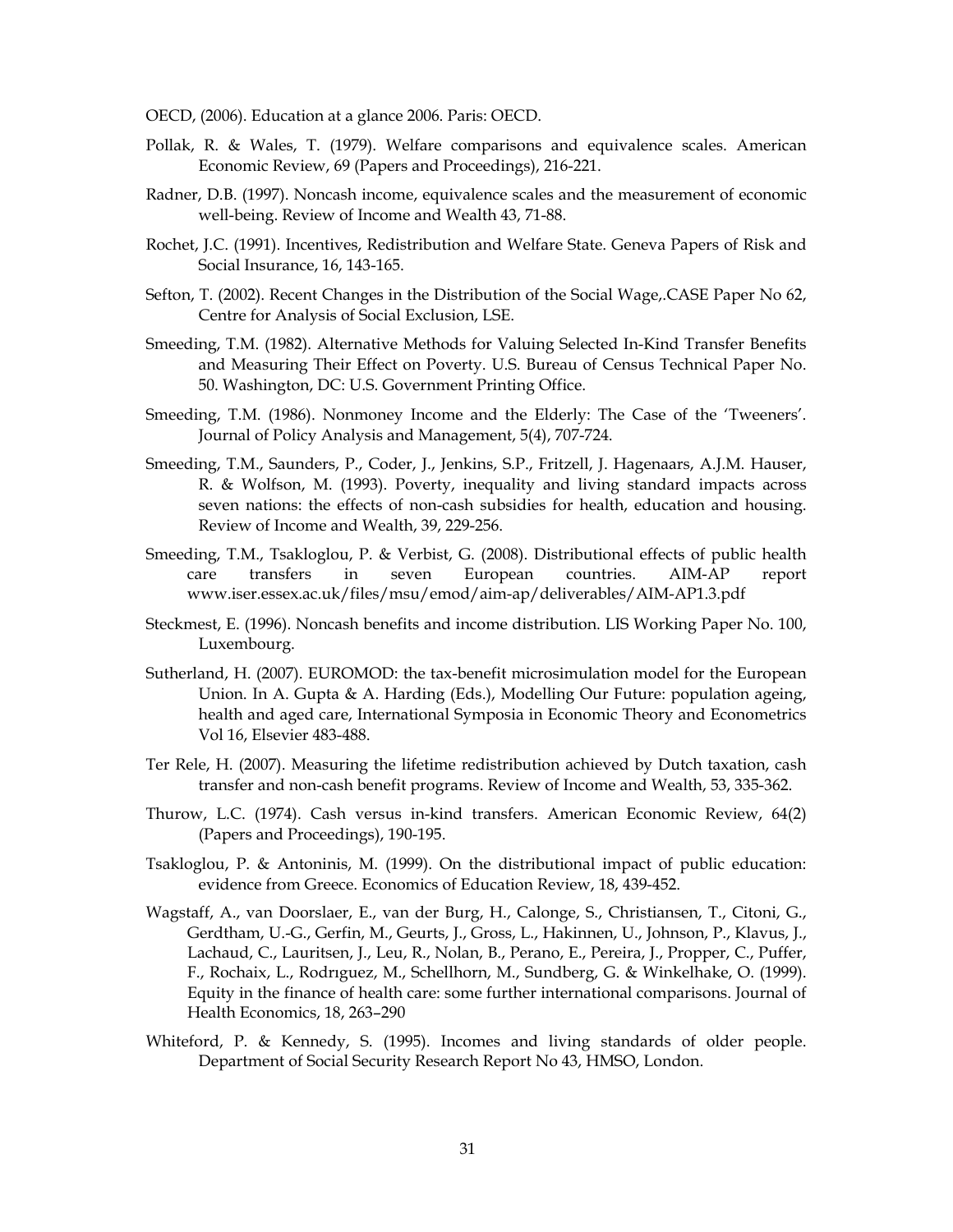OECD, (2006). Education at a glance 2006. Paris: OECD.

Pollak, R. & Wales, T. (1979). Welfare comparisons and equivalence scales. American Economic Review, 69 (Papers and Proceedings), 216-221.

Radner, D.B. (1997). Noncash income, equivalence scales and the measurement of economic well-being. Review of Income and Wealth 43, 71-88.

Rochet, J.C. (1991). Incentives, Redistribution and Welfare State. Geneva Papers of Risk and Social Insurance, 16, 143-165.

Sefton, T. (2002). Recent Changes in the Distribution of the Social Wage,.CASE Paper No 62, Centre for Analysis of Social Exclusion, LSE.

Smeeding, T.M. (1982). Alternative Methods for Valuing Selected In-Kind Transfer Benefits and Measuring Their Effect on Poverty. U.S. Bureau of Census Technical Paper No. 50. Washington, DC: U.S. Government Printing Office.

Smeeding, T.M. (1986). Nonmoney Income and the Elderly: The Case of the 'Tweeners'. Journal of Policy Analysis and Management, 5(4), 707-724.

Smeeding, T.M., Saunders, P., Coder, J., Jenkins, S.P., Fritzell, J. Hagenaars, A.J.M. Hauser, R. & Wolfson, M. (1993). Poverty, inequality and living standard impacts across seven nations: the effects of non-cash subsidies for health, education and housing. Review of Income and Wealth, 39, 229-256.

Smeeding, T.M., Tsakloglou, P. & Verbist, G. (2008). Distributional effects of public health care transfers in seven European countries. AIM-AP report www.iser.essex.ac.uk/files/msu/emod/aim-ap/deliverables/AIM-AP1.3.pdf

Steckmest, E. (1996). Noncash benefits and income distribution. LIS Working Paper No. 100, Luxembourg.

Sutherland, H. (2007). EUROMOD: the tax-benefit microsimulation model for the European Union. In A. Gupta & A. Harding (Eds.), Modelling Our Future: population ageing, health and aged care, International Symposia in Economic Theory and Econometrics Vol 16, Elsevier 483-488.

Ter Rele, H. (2007). Measuring the lifetime redistribution achieved by Dutch taxation, cash transfer and non-cash benefit programs. Review of Income and Wealth, 53, 335-362.

Thurow, L.C. (1974). Cash versus in-kind transfers. American Economic Review, 64(2) (Papers and Proceedings), 190-195.

Tsakloglou, P. & Antoninis, M. (1999). On the distributional impact of public education: evidence from Greece. Economics of Education Review, 18, 439-452.

Wagstaff, A., van Doorslaer, E., van der Burg, H., Calonge, S., Christiansen, T., Citoni, G., Gerdtham, U.-G., Gerfin, M., Geurts, J., Gross, L., Hakinnen, U., Johnson, P., Klavus, J., Lachaud, C., Lauritsen, J., Leu, R., Nolan, B., Perano, E., Pereira, J., Propper, C., Puffer, F., Rochaix, L., Rodrıguez, M., Schellhorn, M., Sundberg, G. & Winkelhake, O. (1999). Equity in the finance of health care: some further international comparisons. Journal of Health Economics, 18, 263–290

Whiteford, P. & Kennedy, S. (1995). Incomes and living standards of older people. Department of Social Security Research Report No 43, HMSO, London.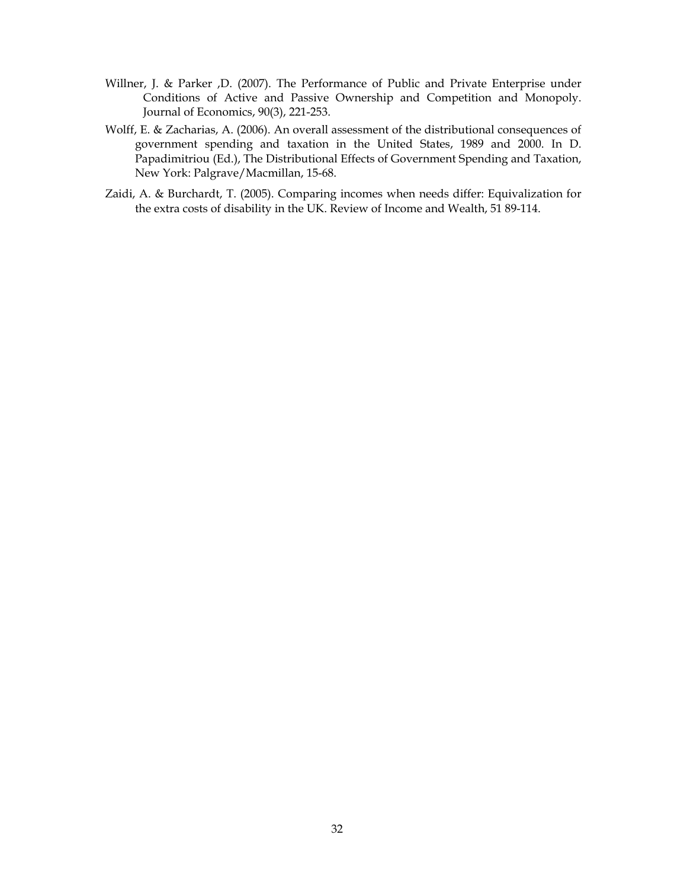Willner, J. & Parker ,D. (2007). The Performance of Public and Private Enterprise under Conditions of Active and Passive Ownership and Competition and Monopoly. Journal of Economics, 90(3), 221-253.

Wolff, E. & Zacharias, A. (2006). An overall assessment of the distributional consequences of government spending and taxation in the United States, 1989 and 2000. In D. Papadimitriou (Ed.), The Distributional Effects of Government Spending and Taxation, New York: Palgrave/Macmillan, 15-68.

Zaidi, A. & Burchardt, T. (2005). Comparing incomes when needs differ: Equivalization for the extra costs of disability in the UK. Review of Income and Wealth, 51 89-114.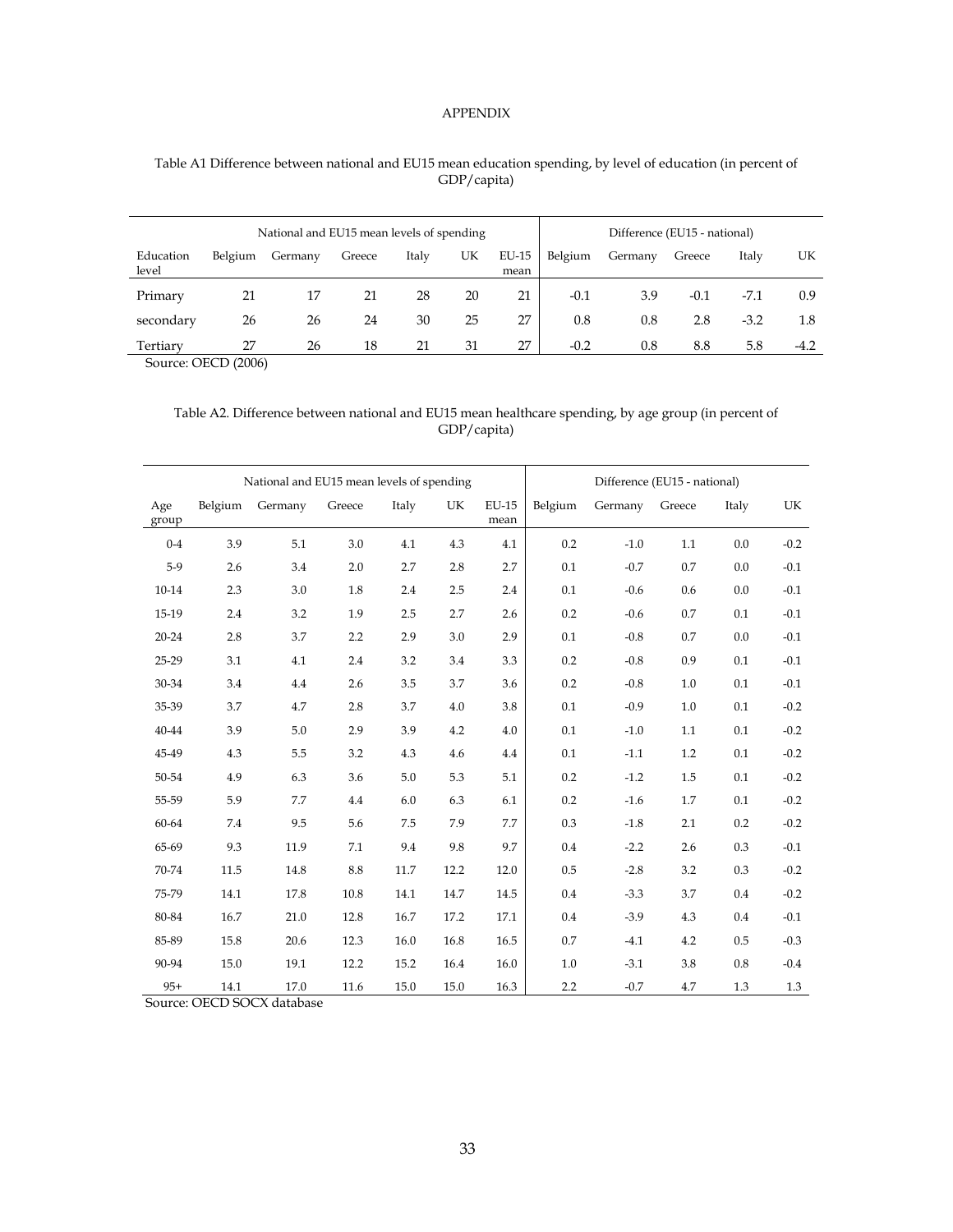APPENDIX

Table A1 Difference between national and EU15 mean education spending, by level of education (in percent of GDP/capita)

| | National and EU15 mean levels of spending | | | | | | Difference (EU15 - national) | | | | |
|---|---|---|---|---|---|---|---|---|---|---|---|
| Education level | Belgium | Germany | Greece | Italy | UK | EU-15 mean | Belgium | Germany | Greece | Italy | UK |
| Primary | 21 | 17 | 21 | 28 | 20 | 21 | -0.1 | 3.9 | -0.1 | -7.1 | 0.9 |
| secondary | 26 | 26 | 24 | 30 | 25 | 27 | 0.8 | 0.8 | 2.8 | -3.2 | 1.8 |
| Tertiary | 27 | 26 | 18 | 21 | 31 | 27 | -0.2 | 0.8 | 8.8 | 5.8 | -4.2 |

Source: OECD (2006)

Table A2. Difference between national and EU15 mean healthcare spending, by age group (in percent of GDP/capita)

| | National and EU15 mean levels of spending | | | | | | Difference (EU15 - national) | | | | |
|---|---|---|---|---|---|---|---|---|---|---|---|
| Age group | Belgium | Germany | Greece | Italy | UK | EU-15 mean | Belgium | Germany | Greece | Italy | UK |
| 0-4 | 3.9 | 5.1 | 3.0 | 4.1 | 4.3 | 4.1 | 0.2 | -1.0 | 1.1 | 0.0 | -0.2 |
| 5-9 | 2.6 | 3.4 | 2.0 | 2.7 | 2.8 | 2.7 | 0.1 | -0.7 | 0.7 | 0.0 | -0.1 |
| 10-14 | 2.3 | 3.0 | 1.8 | 2.4 | 2.5 | 2.4 | 0.1 | -0.6 | 0.6 | 0.0 | -0.1 |
| 15-19 | 2.4 | 3.2 | 1.9 | 2.5 | 2.7 | 2.6 | 0.2 | -0.6 | 0.7 | 0.1 | -0.1 |
| 20-24 | 2.8 | 3.7 | 2.2 | 2.9 | 3.0 | 2.9 | 0.1 | -0.8 | 0.7 | 0.0 | -0.1 |
| 25-29 | 3.1 | 4.1 | 2.4 | 3.2 | 3.4 | 3.3 | 0.2 | -0.8 | 0.9 | 0.1 | -0.1 |
| 30-34 | 3.4 | 4.4 | 2.6 | 3.5 | 3.7 | 3.6 | 0.2 | -0.8 | 1.0 | 0.1 | -0.1 |
| 35-39 | 3.7 | 4.7 | 2.8 | 3.7 | 4.0 | 3.8 | 0.1 | -0.9 | 1.0 | 0.1 | -0.2 |
| 40-44 | 3.9 | 5.0 | 2.9 | 3.9 | 4.2 | 4.0 | 0.1 | -1.0 | 1.1 | 0.1 | -0.2 |
| 45-49 | 4.3 | 5.5 | 3.2 | 4.3 | 4.6 | 4.4 | 0.1 | -1.1 | 1.2 | 0.1 | -0.2 |
| 50-54 | 4.9 | 6.3 | 3.6 | 5.0 | 5.3 | 5.1 | 0.2 | -1.2 | 1.5 | 0.1 | -0.2 |
| 55-59 | 5.9 | 7.7 | 4.4 | 6.0 | 6.3 | 6.1 | 0.2 | -1.6 | 1.7 | 0.1 | -0.2 |
| 60-64 | 7.4 | 9.5 | 5.6 | 7.5 | 7.9 | 7.7 | 0.3 | -1.8 | 2.1 | 0.2 | -0.2 |
| 65-69 | 9.3 | 11.9 | 7.1 | 9.4 | 9.8 | 9.7 | 0.4 | -2.2 | 2.6 | 0.3 | -0.1 |
| 70-74 | 11.5 | 14.8 | 8.8 | 11.7 | 12.2 | 12.0 | 0.5 | -2.8 | 3.2 | 0.3 | -0.2 |
| 75-79 | 14.1 | 17.8 | 10.8 | 14.1 | 14.7 | 14.5 | 0.4 | -3.3 | 3.7 | 0.4 | -0.2 |
| 80-84 | 16.7 | 21.0 | 12.8 | 16.7 | 17.2 | 17.1 | 0.4 | -3.9 | 4.3 | 0.4 | -0.1 |
| 85-89 | 15.8 | 20.6 | 12.3 | 16.0 | 16.8 | 16.5 | 0.7 | -4.1 | 4.2 | 0.5 | -0.3 |
| 90-94 | 15.0 | 19.1 | 12.2 | 15.2 | 16.4 | 16.0 | 1.0 | -3.1 | 3.8 | 0.8 | -0.4 |
| 95+ | 14.1 | 17.0 | 11.6 | 15.0 | 15.0 | 16.3 | 2.2 | -0.7 | 4.7 | 1.3 | 1.3 |

Source: OECD SOCX database